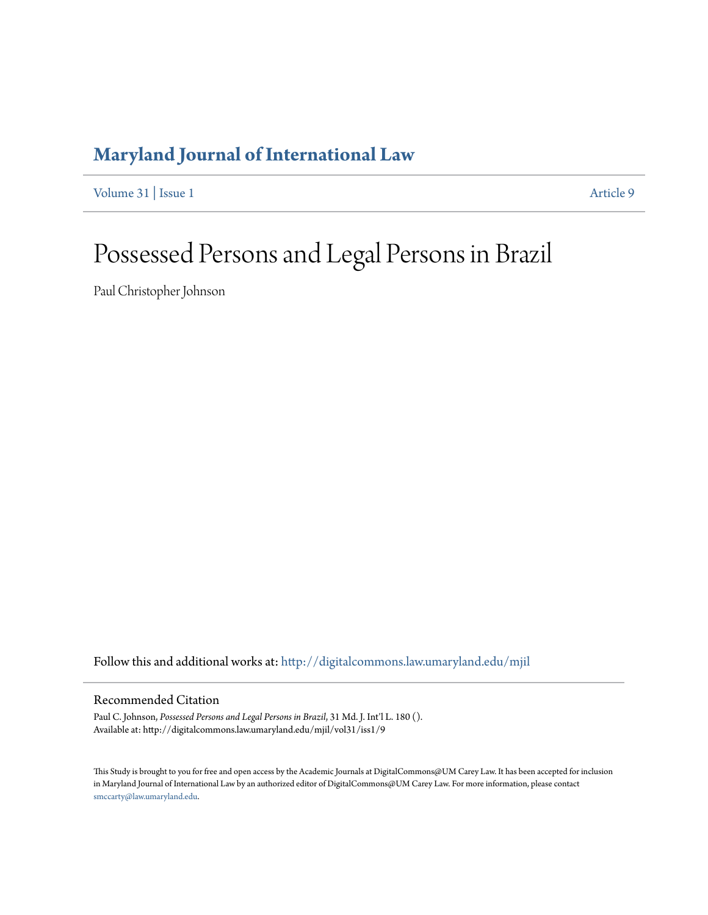# Maryland Journal of International Law

Volume 31 | Issue 1 Article 9

# Possessed Persons and Legal Persons in Brazil

Paul Christopher Johnson

Follow this and additional works at: http://digitalcommons.law.umaryland.edu/mjil

## Recommended Citation

Paul C. Johnson, *Possessed Persons and Legal Persons in Brazil*, 31 Md. J. Int'l L. 180 ().
Available at: http://digitalcommons.law.umaryland.edu/mjil/vol31/iss1/9

This Study is brought to you for free and open access by the Academic Journals at DigitalCommons@UM Carey Law. It has been accepted for inclusion in Maryland Journal of International Law by an authorized editor of DigitalCommons@UM Carey Law. For more information, please contact smccarty@law.umaryland.edu.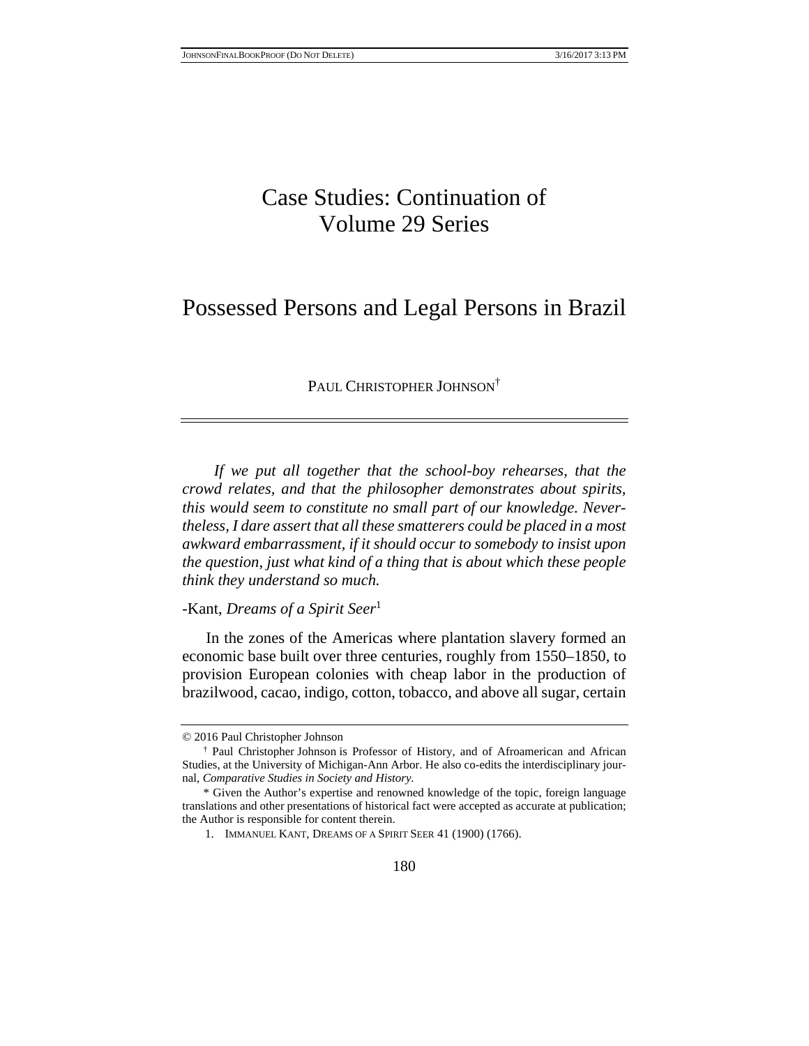# Case Studies: Continuation of Volume 29 Series

# Possessed Persons and Legal Persons in Brazil

PAUL CHRISTOPHER JOHNSON[†]

*If we put all together that the school-boy rehearses, that the crowd relates, and that the philosopher demonstrates about spirits, this would seem to constitute no small part of our knowledge. Nevertheless, I dare assert that all these smatterers could be placed in a most awkward embarrassment, if it should occur to somebody to insist upon the question, just what kind of a thing that is about which these people think they understand so much.*

-Kant, *Dreams of a Spirit Seer*[1]

In the zones of the Americas where plantation slavery formed an economic base built over three centuries, roughly from 1550–1850, to provision European colonies with cheap labor in the production of brazilwood, cacao, indigo, cotton, tobacco, and above all sugar, certain

---

© 2016 Paul Christopher Johnson

[†] Paul Christopher Johnson is Professor of History, and of Afroamerican and African Studies, at the University of Michigan-Ann Arbor. He also co-edits the interdisciplinary journal, *Comparative Studies in Society and History*.

\* Given the Author's expertise and renowned knowledge of the topic, foreign language translations and other presentations of historical fact were accepted as accurate at publication; the Author is responsible for content therein.

1. IMMANUEL KANT, DREAMS OF A SPIRIT SEER 41 (1900) (1766).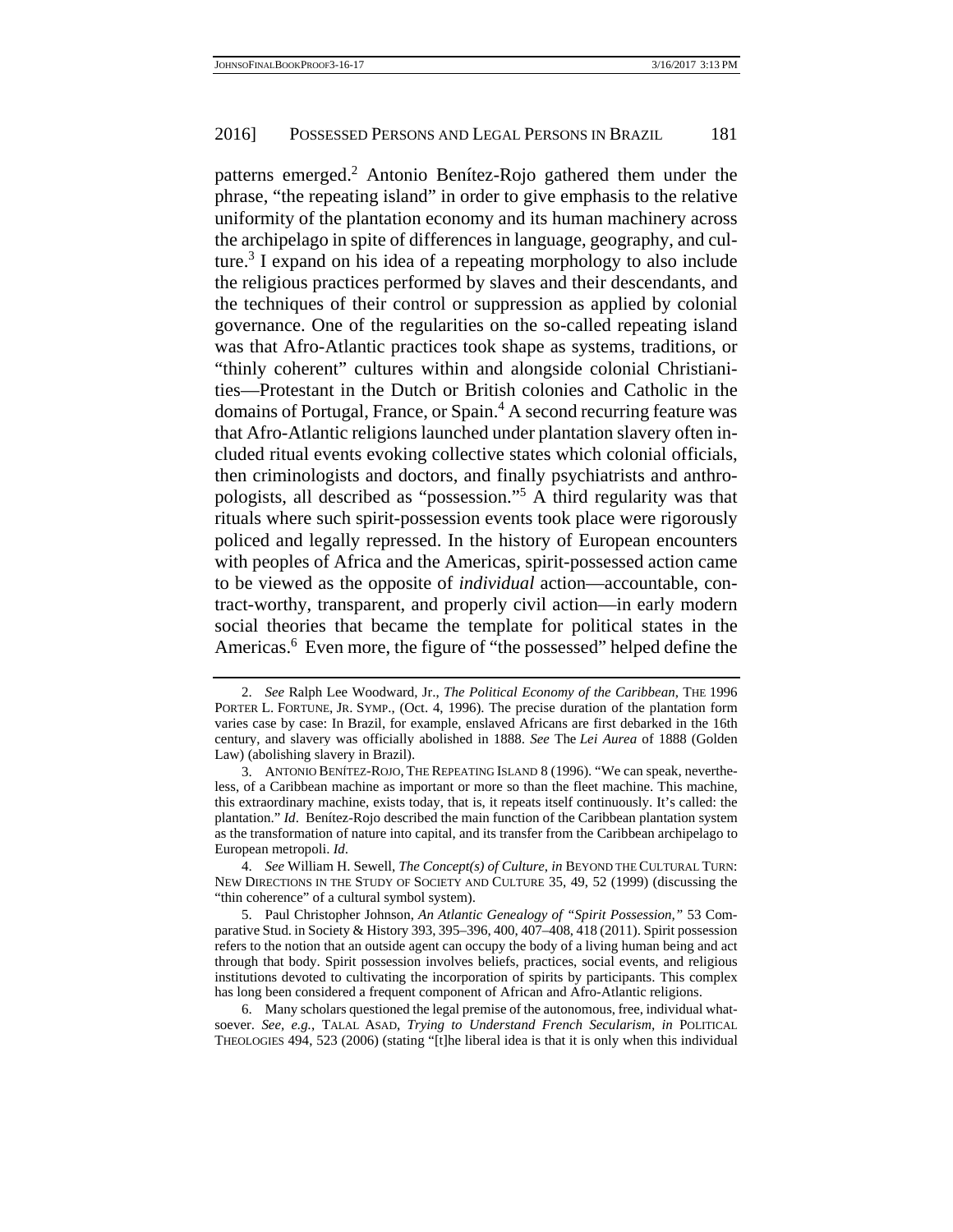patterns emerged.[2] Antonio Benítez-Rojo gathered them under the phrase, "the repeating island" in order to give emphasis to the relative uniformity of the plantation economy and its human machinery across the archipelago in spite of differences in language, geography, and culture.[3] I expand on his idea of a repeating morphology to also include the religious practices performed by slaves and their descendants, and the techniques of their control or suppression as applied by colonial governance. One of the regularities on the so-called repeating island was that Afro-Atlantic practices took shape as systems, traditions, or "thinly coherent" cultures within and alongside colonial Christianities—Protestant in the Dutch or British colonies and Catholic in the domains of Portugal, France, or Spain.[4] A second recurring feature was that Afro-Atlantic religions launched under plantation slavery often included ritual events evoking collective states which colonial officials, then criminologists and doctors, and finally psychiatrists and anthropologists, all described as "possession."[5] A third regularity was that rituals where such spirit-possession events took place were rigorously policed and legally repressed. In the history of European encounters with peoples of Africa and the Americas, spirit-possessed action came to be viewed as the opposite of *individual* action—accountable, contract-worthy, transparent, and properly civil action—in early modern social theories that became the template for political states in the Americas.[6] Even more, the figure of "the possessed" helped define the

---

2. *See* Ralph Lee Woodward, Jr., *The Political Economy of the Caribbean*, THE 1996 PORTER L. FORTUNE, JR. SYMP., (Oct. 4, 1996). The precise duration of the plantation form varies case by case: In Brazil, for example, enslaved Africans are first debarked in the 16th century, and slavery was officially abolished in 1888. *See* The *Lei Aurea* of 1888 (Golden Law) (abolishing slavery in Brazil).

3. ANTONIO BENÍTEZ-ROJO, THE REPEATING ISLAND 8 (1996). "We can speak, nevertheless, of a Caribbean machine as important or more so than the fleet machine. This machine, this extraordinary machine, exists today, that is, it repeats itself continuously. It's called: the plantation." *Id*. Benítez-Rojo described the main function of the Caribbean plantation system as the transformation of nature into capital, and its transfer from the Caribbean archipelago to European metropoli. *Id*.

4. *See* William H. Sewell, *The Concept(s) of Culture*, *in* BEYOND THE CULTURAL TURN: NEW DIRECTIONS IN THE STUDY OF SOCIETY AND CULTURE 35, 49, 52 (1999) (discussing the "thin coherence" of a cultural symbol system).

5. Paul Christopher Johnson, *An Atlantic Genealogy of "Spirit Possession,"* 53 Comparative Stud. in Society & History 393, 395–396, 400, 407–408, 418 (2011). Spirit possession refers to the notion that an outside agent can occupy the body of a living human being and act through that body. Spirit possession involves beliefs, practices, social events, and religious institutions devoted to cultivating the incorporation of spirits by participants. This complex has long been considered a frequent component of African and Afro-Atlantic religions.

6. Many scholars questioned the legal premise of the autonomous, free, individual whatsoever. *See, e.g.*, TALAL ASAD, *Trying to Understand French Secularism*, *in* POLITICAL THEOLOGIES 494, 523 (2006) (stating "[t]he liberal idea is that it is only when this individual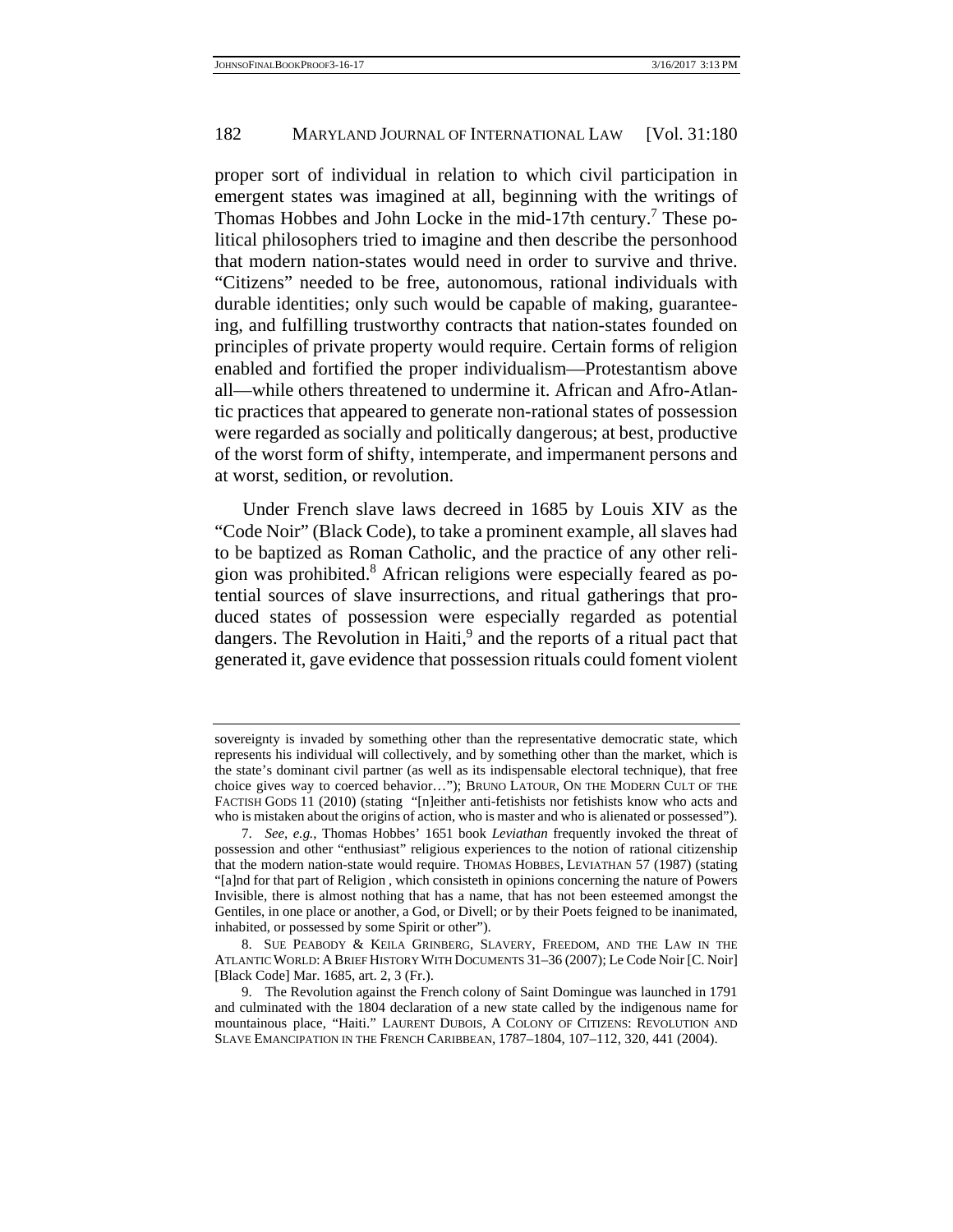proper sort of individual in relation to which civil participation in emergent states was imagined at all, beginning with the writings of Thomas Hobbes and John Locke in the mid-17th century.[7] These political philosophers tried to imagine and then describe the personhood that modern nation-states would need in order to survive and thrive. "Citizens" needed to be free, autonomous, rational individuals with durable identities; only such would be capable of making, guaranteeing, and fulfilling trustworthy contracts that nation-states founded on principles of private property would require. Certain forms of religion enabled and fortified the proper individualism—Protestantism above all—while others threatened to undermine it. African and Afro-Atlantic practices that appeared to generate non-rational states of possession were regarded as socially and politically dangerous; at best, productive of the worst form of shifty, intemperate, and impermanent persons and at worst, sedition, or revolution.

Under French slave laws decreed in 1685 by Louis XIV as the "Code Noir" (Black Code), to take a prominent example, all slaves had to be baptized as Roman Catholic, and the practice of any other religion was prohibited.[8] African religions were especially feared as potential sources of slave insurrections, and ritual gatherings that produced states of possession were especially regarded as potential dangers. The Revolution in Haiti,[9] and the reports of a ritual pact that generated it, gave evidence that possession rituals could foment violent

---

sovereignty is invaded by something other than the representative democratic state, which represents his individual will collectively, and by something other than the market, which is the state's dominant civil partner (as well as its indispensable electoral technique), that free choice gives way to coerced behavior…"); BRUNO LATOUR, ON THE MODERN CULT OF THE FACTISH GODS 11 (2010) (stating "[n]either anti-fetishists nor fetishists know who acts and who is mistaken about the origins of action, who is master and who is alienated or possessed").

7. *See, e.g.*, Thomas Hobbes' 1651 book *Leviathan* frequently invoked the threat of possession and other "enthusiast" religious experiences to the notion of rational citizenship that the modern nation-state would require. THOMAS HOBBES, LEVIATHAN 57 (1987) (stating "[a]nd for that part of Religion , which consisteth in opinions concerning the nature of Powers Invisible, there is almost nothing that has a name, that has not been esteemed amongst the Gentiles, in one place or another, a God, or Divell; or by their Poets feigned to be inanimated, inhabited, or possessed by some Spirit or other").

8. SUE PEABODY & KEILA GRINBERG, SLAVERY, FREEDOM, AND THE LAW IN THE ATLANTIC WORLD: A BRIEF HISTORY WITH DOCUMENTS 31–36 (2007); Le Code Noir [C. Noir] [Black Code] Mar. 1685, art. 2, 3 (Fr.).

9. The Revolution against the French colony of Saint Domingue was launched in 1791 and culminated with the 1804 declaration of a new state called by the indigenous name for mountainous place, "Haiti." LAURENT DUBOIS, A COLONY OF CITIZENS: REVOLUTION AND SLAVE EMANCIPATION IN THE FRENCH CARIBBEAN, 1787–1804, 107–112, 320, 441 (2004).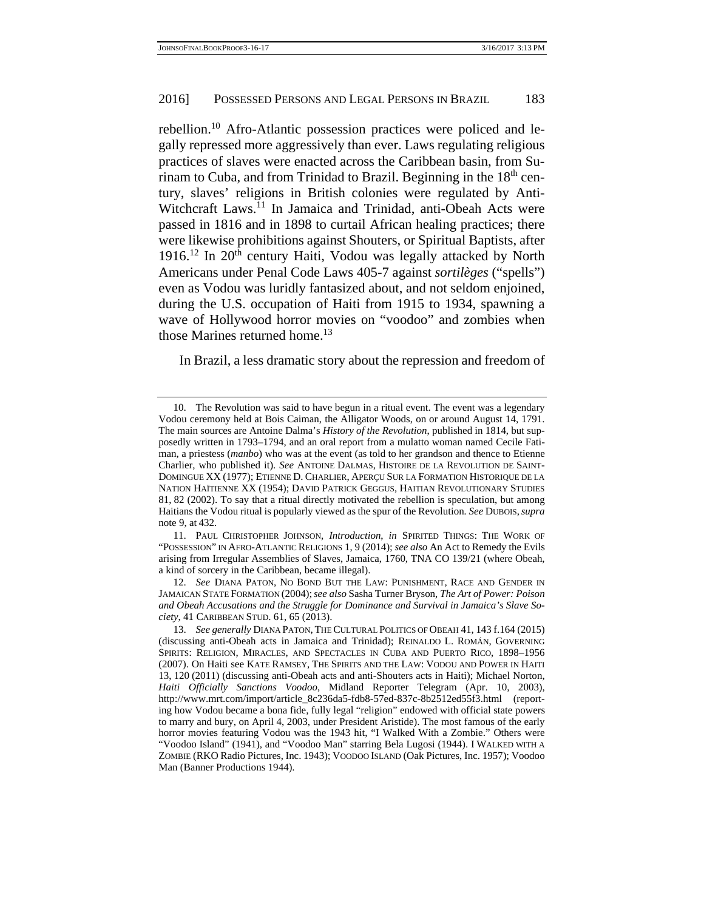rebellion.[10] Afro-Atlantic possession practices were policed and legally repressed more aggressively than ever. Laws regulating religious practices of slaves were enacted across the Caribbean basin, from Surinam to Cuba, and from Trinidad to Brazil. Beginning in the 18th century, slaves' religions in British colonies were regulated by Anti-Witchcraft Laws.[11] In Jamaica and Trinidad, anti-Obeah Acts were passed in 1816 and in 1898 to curtail African healing practices; there were likewise prohibitions against Shouters, or Spiritual Baptists, after 1916.[12] In 20th century Haiti, Vodou was legally attacked by North Americans under Penal Code Laws 405-7 against *sortilèges* ("spells") even as Vodou was luridly fantasized about, and not seldom enjoined, during the U.S. occupation of Haiti from 1915 to 1934, spawning a wave of Hollywood horror movies on "voodoo" and zombies when those Marines returned home.[13]

In Brazil, a less dramatic story about the repression and freedom of

---

10. The Revolution was said to have begun in a ritual event. The event was a legendary Vodou ceremony held at Bois Caiman, the Alligator Woods, on or around August 14, 1791. The main sources are Antoine Dalma's *History of the Revolution*, published in 1814, but supposedly written in 1793–1794, and an oral report from a mulatto woman named Cecile Fatiman, a priestess (*manbo*) who was at the event (as told to her grandson and thence to Etienne Charlier, who published it). *See* ANTOINE DALMAS, HISTOIRE DE LA REVOLUTION DE SAINT-DOMINGUE XX (1977); ETIENNE D. CHARLIER, APERÇU SUR LA FORMATION HISTORIQUE DE LA NATION HAÏTIENNE XX (1954); DAVID PATRICK GEGGUS, HAITIAN REVOLUTIONARY STUDIES 81, 82 (2002). To say that a ritual directly motivated the rebellion is speculation, but among Haitians the Vodou ritual is popularly viewed as the spur of the Revolution. *See* DUBOIS, *supra* note 9, at 432.

11. PAUL CHRISTOPHER JOHNSON, *Introduction*, *in* SPIRITED THINGS: THE WORK OF "POSSESSION" IN AFRO-ATLANTIC RELIGIONS 1, 9 (2014); *see also* An Act to Remedy the Evils arising from Irregular Assemblies of Slaves, Jamaica, 1760, TNA CO 139/21 (where Obeah, a kind of sorcery in the Caribbean, became illegal).

12. *See* DIANA PATON, NO BOND BUT THE LAW: PUNISHMENT, RACE AND GENDER IN JAMAICAN STATE FORMATION (2004); *see also* Sasha Turner Bryson, *The Art of Power: Poison and Obeah Accusations and the Struggle for Dominance and Survival in Jamaica's Slave Society*, 41 CARIBBEAN STUD. 61, 65 (2013).

13. *See generally* DIANA PATON, THE CULTURAL POLITICS OF OBEAH 41, 143 f.164 (2015) (discussing anti-Obeah acts in Jamaica and Trinidad); REINALDO L. ROMÁN, GOVERNING SPIRITS: RELIGION, MIRACLES, AND SPECTACLES IN CUBA AND PUERTO RICO, 1898–1956 (2007). On Haiti see KATE RAMSEY, THE SPIRITS AND THE LAW: VODOU AND POWER IN HAITI 13, 120 (2011) (discussing anti-Obeah acts and anti-Shouters acts in Haiti); Michael Norton, *Haiti Officially Sanctions Voodoo*, Midland Reporter Telegram (Apr. 10, 2003), http://www.mrt.com/import/article_8c236da5-fdb8-57ed-837c-8b2512ed55f3.html (reporting how Vodou became a bona fide, fully legal "religion" endowed with official state powers to marry and bury, on April 4, 2003, under President Aristide). The most famous of the early horror movies featuring Vodou was the 1943 hit, "I Walked With a Zombie." Others were "Voodoo Island" (1941), and "Voodoo Man" starring Bela Lugosi (1944). I WALKED WITH A ZOMBIE (RKO Radio Pictures, Inc. 1943); VOODOO ISLAND (Oak Pictures, Inc. 1957); Voodoo Man (Banner Productions 1944).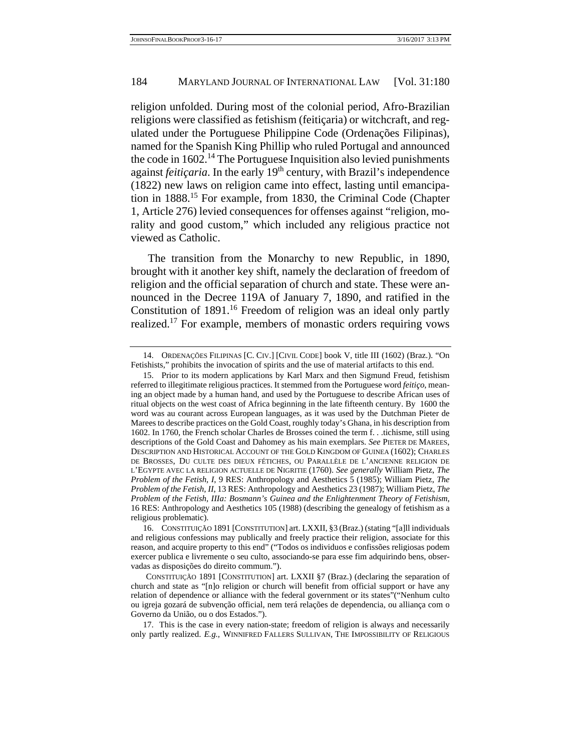religion unfolded. During most of the colonial period, Afro-Brazilian religions were classified as fetishism (feitiçaria) or witchcraft, and regulated under the Portuguese Philippine Code (Ordenações Filipinas), named for the Spanish King Phillip who ruled Portugal and announced the code in 1602.[14] The Portuguese Inquisition also levied punishments against *feitiçaria*. In the early 19th century, with Brazil's independence (1822) new laws on religion came into effect, lasting until emancipation in 1888.[15] For example, from 1830, the Criminal Code (Chapter 1, Article 276) levied consequences for offenses against "religion, morality and good custom," which included any religious practice not viewed as Catholic.

The transition from the Monarchy to new Republic, in 1890, brought with it another key shift, namely the declaration of freedom of religion and the official separation of church and state. These were announced in the Decree 119A of January 7, 1890, and ratified in the Constitution of 1891.[16] Freedom of religion was an ideal only partly realized.[17] For example, members of monastic orders requiring vows

---

14. ORDENAÇÕES FILIPINAS [C. CIV.] [CIVIL CODE] book V, title III (1602) (Braz.). "On Fetishists," prohibits the invocation of spirits and the use of material artifacts to this end.

15. Prior to its modern applications by Karl Marx and then Sigmund Freud, fetishism referred to illegitimate religious practices. It stemmed from the Portuguese word *feitiço*, meaning an object made by a human hand, and used by the Portuguese to describe African uses of ritual objects on the west coast of Africa beginning in the late fifteenth century. By 1600 the word was au courant across European languages, as it was used by the Dutchman Pieter de Marees to describe practices on the Gold Coast, roughly today's Ghana, in his description from 1602. In 1760, the French scholar Charles de Brosses coined the term f. . .tichisme, still using descriptions of the Gold Coast and Dahomey as his main exemplars. *See* PIETER DE MAREES, DESCRIPTION AND HISTORICAL ACCOUNT OF THE GOLD KINGDOM OF GUINEA (1602); CHARLES DE BROSSES, DU CULTE DES DIEUX FÉTICHES, OU PARALLÈLE DE L'ANCIENNE RELIGION DE L'EGYPTE AVEC LA RELIGION ACTUELLE DE NIGRITIE (1760). *See generally* William Pietz, *The Problem of the Fetish, I*, 9 RES: Anthropology and Aesthetics 5 (1985); William Pietz, *The Problem of the Fetish, II*, 13 RES: Anthropology and Aesthetics 23 (1987); William Pietz, *The Problem of the Fetish, IIIa: Bosmann's Guinea and the Enlightenment Theory of Fetishism*, 16 RES: Anthropology and Aesthetics 105 (1988) (describing the genealogy of fetishism as a religious problematic).

16. CONSTITUIÇÃO 1891 [CONSTITUTION] art. LXXII, §3 (Braz.) (stating "[a]ll individuals and religious confessions may publically and freely practice their religion, associate for this reason, and acquire property to this end" ("Todos os individuos e confissões religiosas podem exercer publica e livremente o seu culto, associando-se para esse fim adquirindo bens, observadas as disposições do direito commum.").

CONSTITUIÇÃO 1891 [CONSTITUTION] art. LXXII §7 (Braz.) (declaring the separation of church and state as "[n]o religion or church will benefit from official support or have any relation of dependence or alliance with the federal government or its states"("Nenhum culto ou igreja gozará de subvenção official, nem terá relações de dependencia, ou alliança com o Governo da União, ou o dos Estados.").

17. This is the case in every nation-state; freedom of religion is always and necessarily only partly realized. *E.g.,* WINNIFRED FALLERS SULLIVAN, THE IMPOSSIBILITY OF RELIGIOUS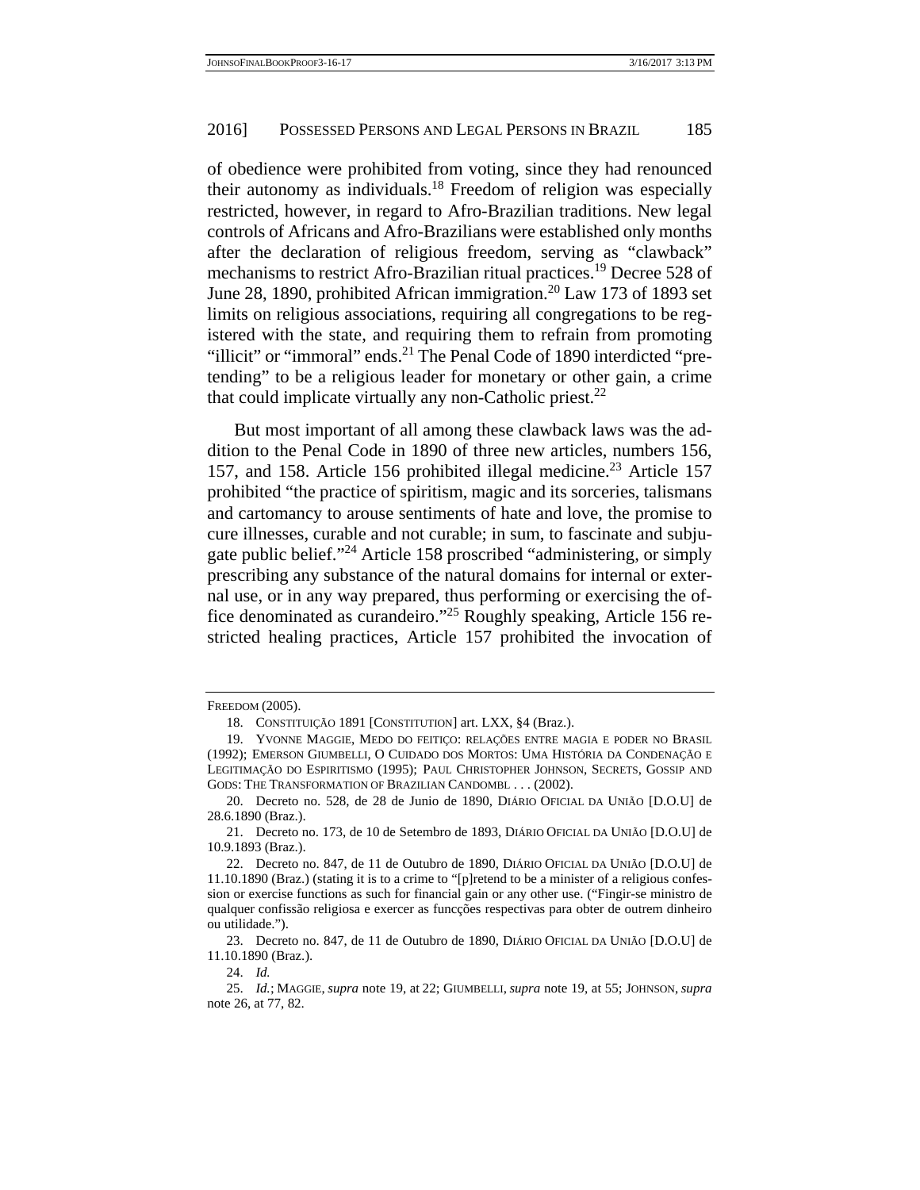of obedience were prohibited from voting, since they had renounced their autonomy as individuals.[18] Freedom of religion was especially restricted, however, in regard to Afro-Brazilian traditions. New legal controls of Africans and Afro-Brazilians were established only months after the declaration of religious freedom, serving as "clawback" mechanisms to restrict Afro-Brazilian ritual practices.[19] Decree 528 of June 28, 1890, prohibited African immigration.[20] Law 173 of 1893 set limits on religious associations, requiring all congregations to be registered with the state, and requiring them to refrain from promoting "illicit" or "immoral" ends.[21] The Penal Code of 1890 interdicted "pretending" to be a religious leader for monetary or other gain, a crime that could implicate virtually any non-Catholic priest.[22]

But most important of all among these clawback laws was the addition to the Penal Code in 1890 of three new articles, numbers 156, 157, and 158. Article 156 prohibited illegal medicine.[23] Article 157 prohibited "the practice of spiritism, magic and its sorceries, talismans and cartomancy to arouse sentiments of hate and love, the promise to cure illnesses, curable and not curable; in sum, to fascinate and subjugate public belief."[24] Article 158 proscribed "administering, or simply prescribing any substance of the natural domains for internal or external use, or in any way prepared, thus performing or exercising the office denominated as curandeiro."[25] Roughly speaking, Article 156 restricted healing practices, Article 157 prohibited the invocation of

---

FREEDOM (2005).

18. CONSTITUIÇÃO 1891 [CONSTITUTION] art. LXX, §4 (Braz.).

19. YVONNE MAGGIE, MEDO DO FEITIÇO: RELAÇÕES ENTRE MAGIA E PODER NO BRASIL (1992); EMERSON GIUMBELLI, O CUIDADO DOS MORTOS: UMA HISTÓRIA DA CONDENAÇÃO E LEGITIMAÇÃO DO ESPIRITISMO (1995); PAUL CHRISTOPHER JOHNSON, SECRETS, GOSSIP AND GODS: THE TRANSFORMATION OF BRAZILIAN CANDOMBL . . . (2002).

20. Decreto no. 528, de 28 de Junio de 1890, DIÁRIO OFICIAL DA UNIÃO [D.O.U] de 28.6.1890 (Braz.).

21. Decreto no. 173, de 10 de Setembro de 1893, DIÁRIO OFICIAL DA UNIÃO [D.O.U] de 10.9.1893 (Braz.).

22. Decreto no. 847, de 11 de Outubro de 1890, DIÁRIO OFICIAL DA UNIÃO [D.O.U] de 11.10.1890 (Braz.) (stating it is to a crime to "[p]retend to be a minister of a religious confession or exercise functions as such for financial gain or any other use. ("Fingir-se ministro de qualquer confissão religiosa e exercer as funcções respectivas para obter de outrem dinheiro ou utilidade.").

23. Decreto no. 847, de 11 de Outubro de 1890, DIÁRIO OFICIAL DA UNIÃO [D.O.U] de 11.10.1890 (Braz.).

24. *Id.*

25. *Id.*; MAGGIE, *supra* note 19, at 22; GIUMBELLI, *supra* note 19, at 55; JOHNSON, *supra* note 26, at 77, 82.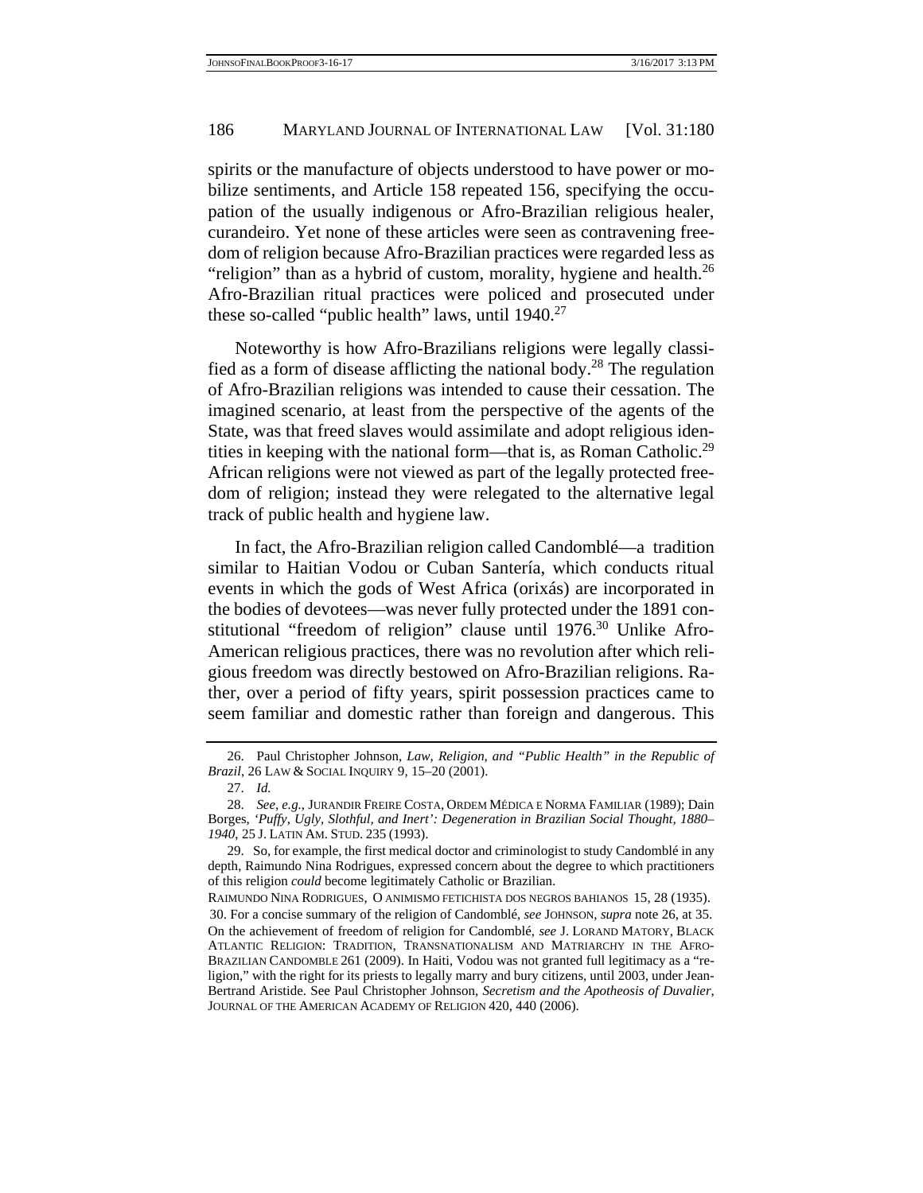spirits or the manufacture of objects understood to have power or mobilize sentiments, and Article 158 repeated 156, specifying the occupation of the usually indigenous or Afro-Brazilian religious healer, curandeiro. Yet none of these articles were seen as contravening freedom of religion because Afro-Brazilian practices were regarded less as "religion" than as a hybrid of custom, morality, hygiene and health.[26] Afro-Brazilian ritual practices were policed and prosecuted under these so-called "public health" laws, until 1940.[27]

Noteworthy is how Afro-Brazilians religions were legally classified as a form of disease afflicting the national body.[28] The regulation of Afro-Brazilian religions was intended to cause their cessation. The imagined scenario, at least from the perspective of the agents of the State, was that freed slaves would assimilate and adopt religious identities in keeping with the national form—that is, as Roman Catholic.[29] African religions were not viewed as part of the legally protected freedom of religion; instead they were relegated to the alternative legal track of public health and hygiene law.

In fact, the Afro-Brazilian religion called Candomblé—a tradition similar to Haitian Vodou or Cuban Santería, which conducts ritual events in which the gods of West Africa (orixás) are incorporated in the bodies of devotees—was never fully protected under the 1891 constitutional "freedom of religion" clause until 1976.[30] Unlike Afro-American religious practices, there was no revolution after which religious freedom was directly bestowed on Afro-Brazilian religions. Rather, over a period of fifty years, spirit possession practices came to seem familiar and domestic rather than foreign and dangerous. This

---

26. Paul Christopher Johnson, *Law, Religion, and "Public Health" in the Republic of Brazil*, 26 LAW & SOCIAL INQUIRY 9, 15–20 (2001).

27. *Id.*

28. *See, e.g.*, JURANDIR FREIRE COSTA, ORDEM MÉDICA E NORMA FAMILIAR (1989); Dain Borges, *'Puffy, Ugly, Slothful, and Inert': Degeneration in Brazilian Social Thought, 1880–1940*, 25 J. LATIN AM. STUD. 235 (1993).

29. So, for example, the first medical doctor and criminologist to study Candomblé in any depth, Raimundo Nina Rodrigues, expressed concern about the degree to which practitioners of this religion *could* become legitimately Catholic or Brazilian.

RAIMUNDO NINA RODRIGUES, O ANIMISMO FETICHISTA DOS NEGROS BAHIANOS 15, 28 (1935).

30. For a concise summary of the religion of Candomblé, *see* JOHNSON, *supra* note 26, at 35. On the achievement of freedom of religion for Candomblé, *see* J. LORAND MATORY, BLACK ATLANTIC RELIGION: TRADITION, TRANSNATIONALISM AND MATRIARCHY IN THE AFRO-BRAZILIAN CANDOMBLE 261 (2009). In Haiti, Vodou was not granted full legitimacy as a "religion," with the right for its priests to legally marry and bury citizens, until 2003, under Jean-Bertrand Aristide. See Paul Christopher Johnson, *Secretism and the Apotheosis of Duvalier*, JOURNAL OF THE AMERICAN ACADEMY OF RELIGION 420, 440 (2006).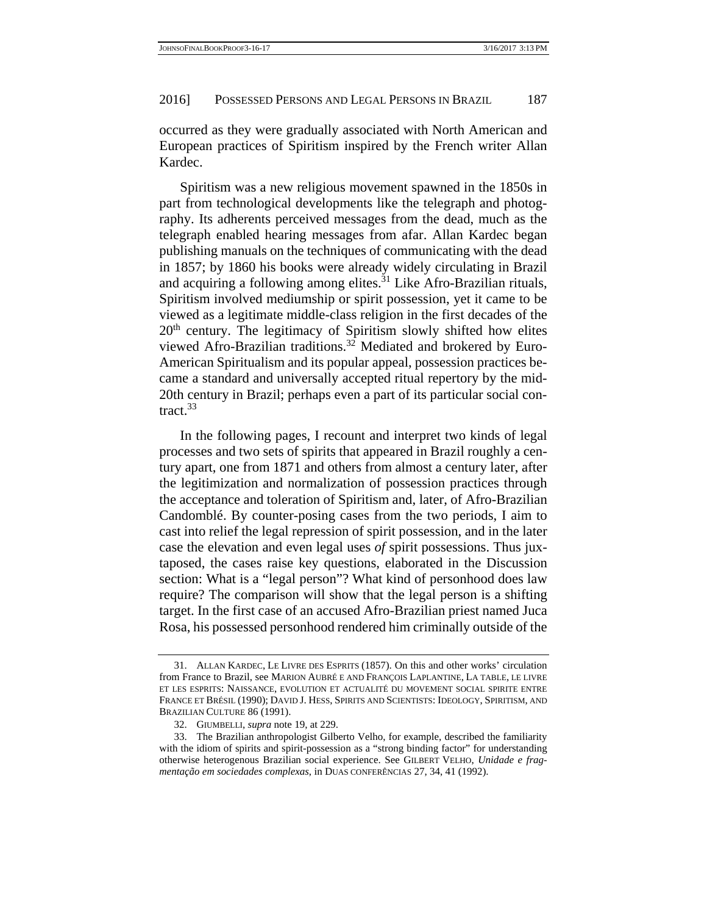occurred as they were gradually associated with North American and European practices of Spiritism inspired by the French writer Allan Kardec.

Spiritism was a new religious movement spawned in the 1850s in part from technological developments like the telegraph and photography. Its adherents perceived messages from the dead, much as the telegraph enabled hearing messages from afar. Allan Kardec began publishing manuals on the techniques of communicating with the dead in 1857; by 1860 his books were already widely circulating in Brazil and acquiring a following among elites.[31] Like Afro-Brazilian rituals, Spiritism involved mediumship or spirit possession, yet it came to be viewed as a legitimate middle-class religion in the first decades of the 20th century. The legitimacy of Spiritism slowly shifted how elites viewed Afro-Brazilian traditions.[32] Mediated and brokered by Euro-American Spiritualism and its popular appeal, possession practices became a standard and universally accepted ritual repertory by the mid-20th century in Brazil; perhaps even a part of its particular social contract.[33]

In the following pages, I recount and interpret two kinds of legal processes and two sets of spirits that appeared in Brazil roughly a century apart, one from 1871 and others from almost a century later, after the legitimization and normalization of possession practices through the acceptance and toleration of Spiritism and, later, of Afro-Brazilian Candomblé. By counter-posing cases from the two periods, I aim to cast into relief the legal repression of spirit possession, and in the later case the elevation and even legal uses *of* spirit possessions. Thus juxtaposed, the cases raise key questions, elaborated in the Discussion section: What is a "legal person"? What kind of personhood does law require? The comparison will show that the legal person is a shifting target. In the first case of an accused Afro-Brazilian priest named Juca Rosa, his possessed personhood rendered him criminally outside of the

---

31. ALLAN KARDEC, LE LIVRE DES ESPRITS (1857). On this and other works' circulation from France to Brazil, see MARION AUBRÉ E AND FRANÇOIS LAPLANTINE, LA TABLE, LE LIVRE ET LES ESPRITS: NAISSANCE, EVOLUTION ET ACTUALITÉ DU MOVEMENT SOCIAL SPIRITE ENTRE FRANCE ET BRÉSIL (1990); DAVID J. HESS, SPIRITS AND SCIENTISTS: IDEOLOGY, SPIRITISM, AND BRAZILIAN CULTURE 86 (1991).

32. GIUMBELLI, *supra* note 19, at 229.

33. The Brazilian anthropologist Gilberto Velho, for example, described the familiarity with the idiom of spirits and spirit-possession as a "strong binding factor" for understanding otherwise heterogenous Brazilian social experience. See GILBERT VELHO, *Unidade e fragmentação em sociedades complexas*, in DUAS CONFERÊNCIAS 27, 34, 41 (1992).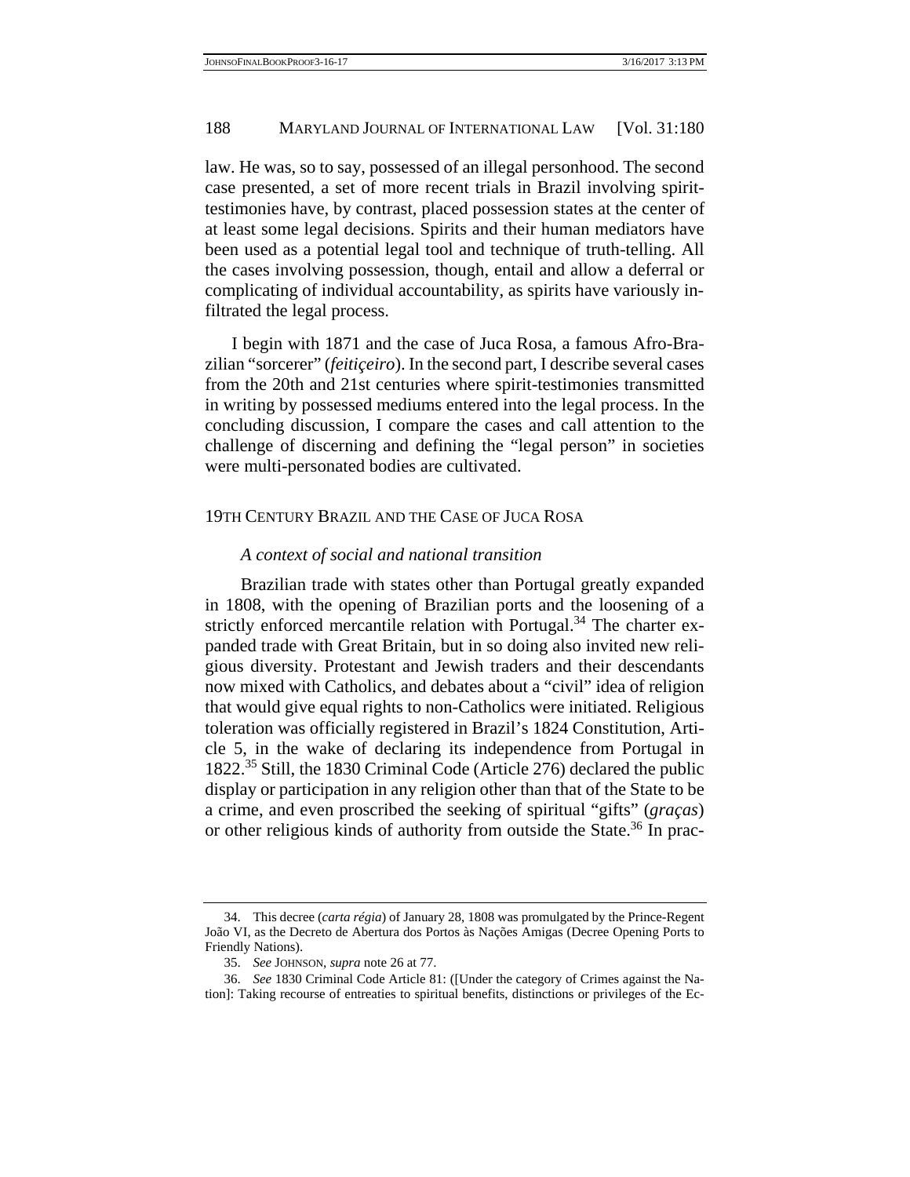law. He was, so to say, possessed of an illegal personhood. The second case presented, a set of more recent trials in Brazil involving spirit-testimonies have, by contrast, placed possession states at the center of at least some legal decisions. Spirits and their human mediators have been used as a potential legal tool and technique of truth-telling. All the cases involving possession, though, entail and allow a deferral or complicating of individual accountability, as spirits have variously infiltrated the legal process.

I begin with 1871 and the case of Juca Rosa, a famous Afro-Brazilian "sorcerer" (*feitiçeiro*). In the second part, I describe several cases from the 20th and 21st centuries where spirit-testimonies transmitted in writing by possessed mediums entered into the legal process. In the concluding discussion, I compare the cases and call attention to the challenge of discerning and defining the "legal person" in societies were multi-personated bodies are cultivated.

## 19TH CENTURY BRAZIL AND THE CASE OF JUCA ROSA

### *A context of social and national transition*

Brazilian trade with states other than Portugal greatly expanded in 1808, with the opening of Brazilian ports and the loosening of a strictly enforced mercantile relation with Portugal.[34] The charter expanded trade with Great Britain, but in so doing also invited new religious diversity. Protestant and Jewish traders and their descendants now mixed with Catholics, and debates about a "civil" idea of religion that would give equal rights to non-Catholics were initiated. Religious toleration was officially registered in Brazil's 1824 Constitution, Article 5, in the wake of declaring its independence from Portugal in 1822.[35] Still, the 1830 Criminal Code (Article 276) declared the public display or participation in any religion other than that of the State to be a crime, and even proscribed the seeking of spiritual "gifts" (*graças*) or other religious kinds of authority from outside the State.[36] In prac-

---

34. This decree (*carta régia*) of January 28, 1808 was promulgated by the Prince-Regent João VI, as the Decreto de Abertura dos Portos às Nações Amigas (Decree Opening Ports to Friendly Nations).

35. *See* JOHNSON, *supra* note 26 at 77.

36. *See* 1830 Criminal Code Article 81: ([Under the category of Crimes against the Nation]: Taking recourse of entreaties to spiritual benefits, distinctions or privileges of the Ec-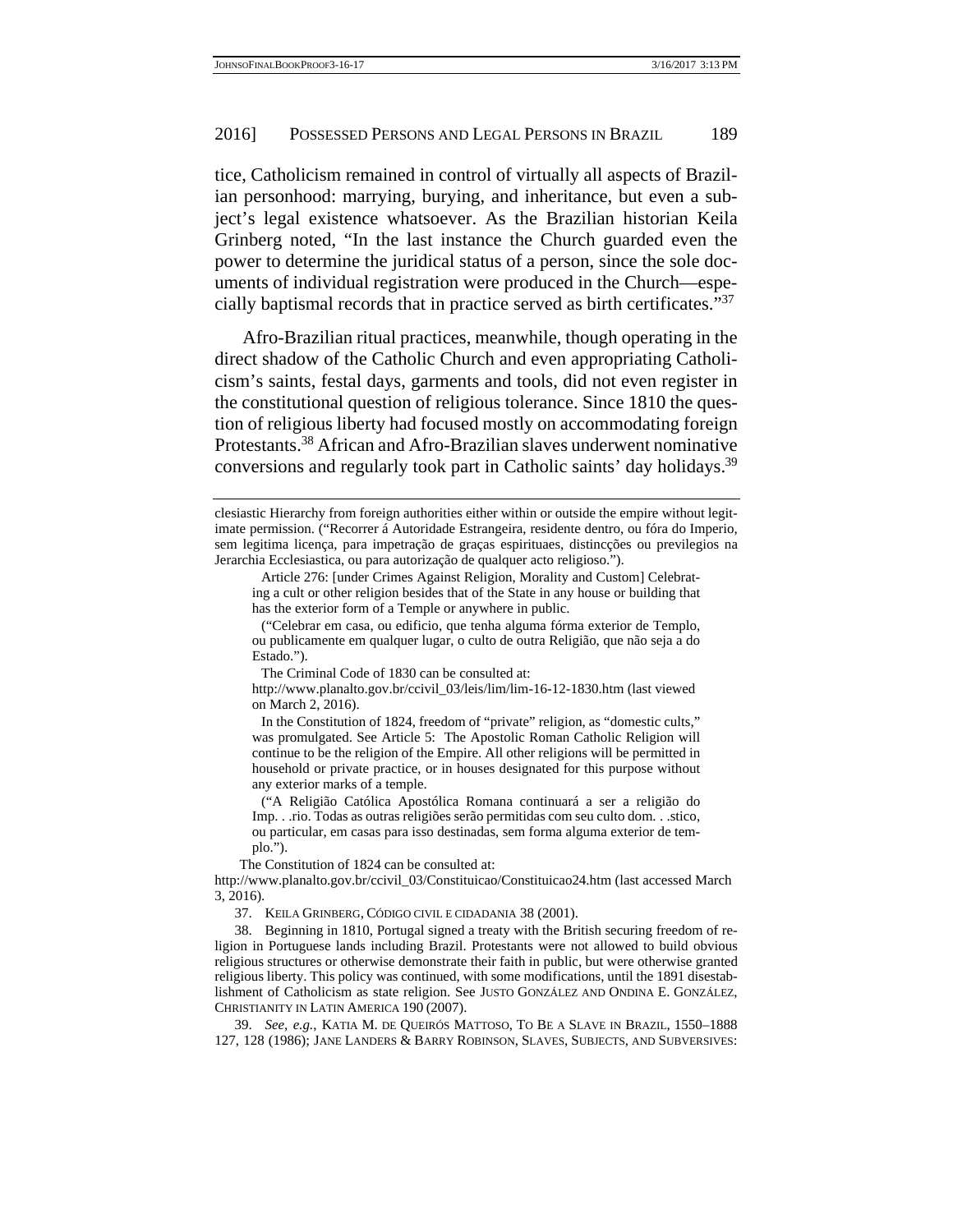tice, Catholicism remained in control of virtually all aspects of Brazilian personhood: marrying, burying, and inheritance, but even a subject's legal existence whatsoever. As the Brazilian historian Keila Grinberg noted, "In the last instance the Church guarded even the power to determine the juridical status of a person, since the sole documents of individual registration were produced in the Church—especially baptismal records that in practice served as birth certificates."[37]

Afro-Brazilian ritual practices, meanwhile, though operating in the direct shadow of the Catholic Church and even appropriating Catholicism's saints, festal days, garments and tools, did not even register in the constitutional question of religious tolerance. Since 1810 the question of religious liberty had focused mostly on accommodating foreign Protestants.[38] African and Afro-Brazilian slaves underwent nominative conversions and regularly took part in Catholic saints' day holidays.[39]

---

clesiastic Hierarchy from foreign authorities either within or outside the empire without legitimate permission. ("Recorrer á Autoridade Estrangeira, residente dentro, ou fóra do Imperio, sem legitima licença, para impetração de graças espirituaes, distincções ou previlegios na Jerarchia Ecclesiastica, ou para autorização de qualquer acto religioso.").

> Article 276: [under Crimes Against Religion, Morality and Custom] Celebrating a cult or other religion besides that of the State in any house or building that has the exterior form of a Temple or anywhere in public.
>
> ("Celebrar em casa, ou edificio, que tenha alguma fórma exterior de Templo, ou publicamente em qualquer lugar, o culto de outra Religião, que não seja a do Estado.").
>
> The Criminal Code of 1830 can be consulted at: http://www.planalto.gov.br/ccivil_03/leis/lim/lim-16-12-1830.htm (last viewed on March 2, 2016).
>
> In the Constitution of 1824, freedom of "private" religion, as "domestic cults," was promulgated. See Article 5: The Apostolic Roman Catholic Religion will continue to be the religion of the Empire. All other religions will be permitted in household or private practice, or in houses designated for this purpose without any exterior marks of a temple.
>
> ("A Religião Católica Apostólica Romana continuará a ser a religião do Imp. . .rio. Todas as outras religiões serão permitidas com seu culto dom. . .stico, ou particular, em casas para isso destinadas, sem forma alguma exterior de templo.").

The Constitution of 1824 can be consulted at: http://www.planalto.gov.br/ccivil_03/Constituicao/Constituicao24.htm (last accessed March 3, 2016).

37. KEILA GRINBERG, CÓDIGO CIVIL E CIDADANIA 38 (2001).

38. Beginning in 1810, Portugal signed a treaty with the British securing freedom of religion in Portuguese lands including Brazil. Protestants were not allowed to build obvious religious structures or otherwise demonstrate their faith in public, but were otherwise granted religious liberty. This policy was continued, with some modifications, until the 1891 disestablishment of Catholicism as state religion. See JUSTO GONZÁLEZ AND ONDINA E. GONZÁLEZ, CHRISTIANITY IN LATIN AMERICA 190 (2007).

39. *See, e.g.*, KATIA M. DE QUEIRÓS MATTOSO, TO BE A SLAVE IN BRAZIL, 1550–1888 127, 128 (1986); JANE LANDERS & BARRY ROBINSON, SLAVES, SUBJECTS, AND SUBVERSIVES: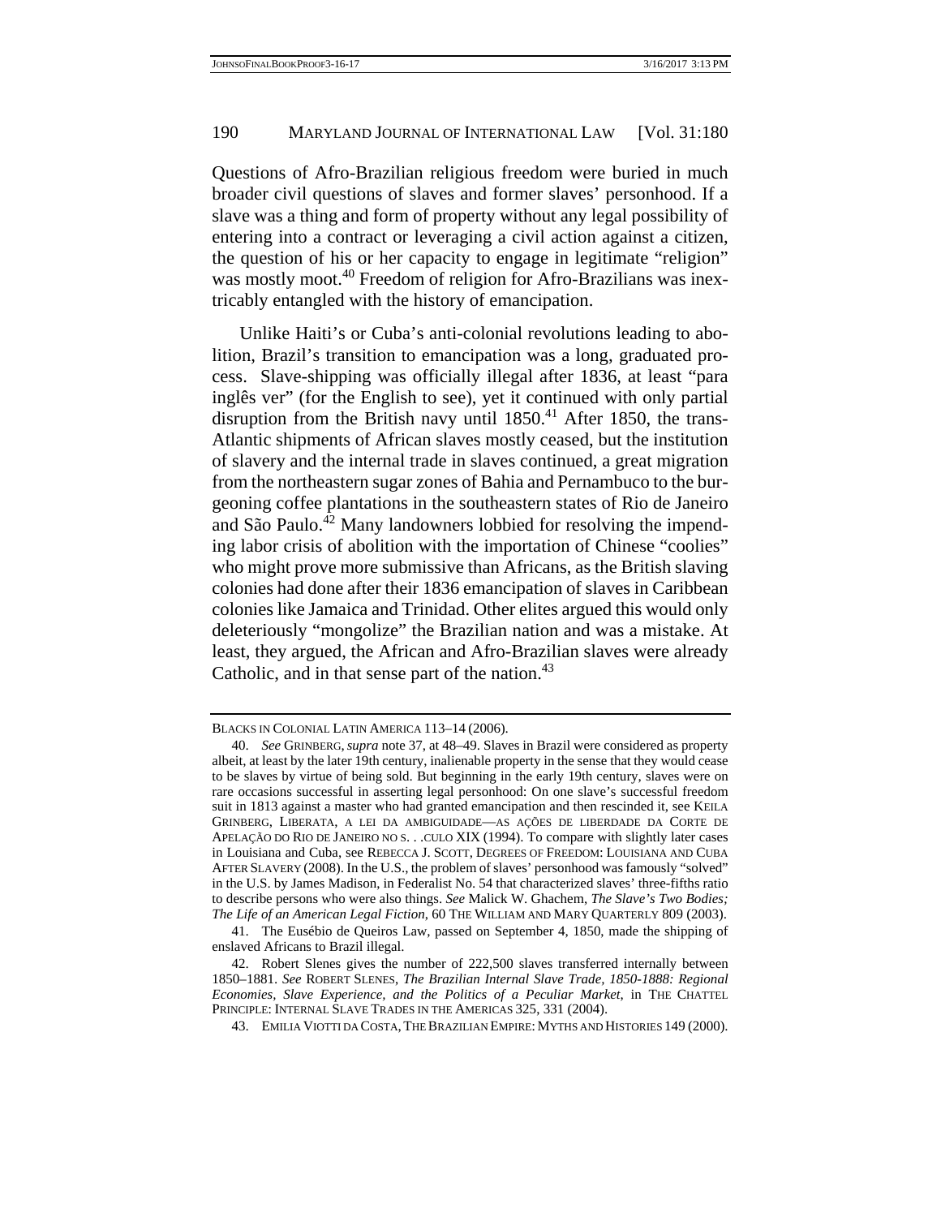Questions of Afro-Brazilian religious freedom were buried in much broader civil questions of slaves and former slaves' personhood. If a slave was a thing and form of property without any legal possibility of entering into a contract or leveraging a civil action against a citizen, the question of his or her capacity to engage in legitimate "religion" was mostly moot.[40] Freedom of religion for Afro-Brazilians was inextricably entangled with the history of emancipation.

Unlike Haiti's or Cuba's anti-colonial revolutions leading to abolition, Brazil's transition to emancipation was a long, graduated process. Slave-shipping was officially illegal after 1836, at least "para inglês ver" (for the English to see), yet it continued with only partial disruption from the British navy until 1850.[41] After 1850, the trans-Atlantic shipments of African slaves mostly ceased, but the institution of slavery and the internal trade in slaves continued, a great migration from the northeastern sugar zones of Bahia and Pernambuco to the burgeoning coffee plantations in the southeastern states of Rio de Janeiro and São Paulo.[42] Many landowners lobbied for resolving the impending labor crisis of abolition with the importation of Chinese "coolies" who might prove more submissive than Africans, as the British slaving colonies had done after their 1836 emancipation of slaves in Caribbean colonies like Jamaica and Trinidad. Other elites argued this would only deleteriously "mongolize" the Brazilian nation and was a mistake. At least, they argued, the African and Afro-Brazilian slaves were already Catholic, and in that sense part of the nation.[43]

---

BLACKS IN COLONIAL LATIN AMERICA 113–14 (2006).

40. *See* GRINBERG, *supra* note 37, at 48–49. Slaves in Brazil were considered as property albeit, at least by the later 19th century, inalienable property in the sense that they would cease to be slaves by virtue of being sold. But beginning in the early 19th century, slaves were on rare occasions successful in asserting legal personhood: On one slave's successful freedom suit in 1813 against a master who had granted emancipation and then rescinded it, see KEILA GRINBERG, LIBERATA, A LEI DA AMBIGUIDADE—AS AÇÕES DE LIBERDADE DA CORTE DE APELAÇÃO DO RIO DE JANEIRO NO S. . .CULO XIX (1994). To compare with slightly later cases in Louisiana and Cuba, see REBECCA J. SCOTT, DEGREES OF FREEDOM: LOUISIANA AND CUBA AFTER SLAVERY (2008). In the U.S., the problem of slaves' personhood was famously "solved" in the U.S. by James Madison, in Federalist No. 54 that characterized slaves' three-fifths ratio to describe persons who were also things. *See* Malick W. Ghachem, *The Slave's Two Bodies; The Life of an American Legal Fiction*, 60 THE WILLIAM AND MARY QUARTERLY 809 (2003).

41. The Eusébio de Queiros Law, passed on September 4, 1850, made the shipping of enslaved Africans to Brazil illegal.

42. Robert Slenes gives the number of 222,500 slaves transferred internally between 1850–1881. *See* ROBERT SLENES, *The Brazilian Internal Slave Trade, 1850-1888: Regional Economies, Slave Experience, and the Politics of a Peculiar Market*, in THE CHATTEL PRINCIPLE: INTERNAL SLAVE TRADES IN THE AMERICAS 325, 331 (2004).

43. EMILIA VIOTTI DA COSTA, THE BRAZILIAN EMPIRE: MYTHS AND HISTORIES 149 (2000).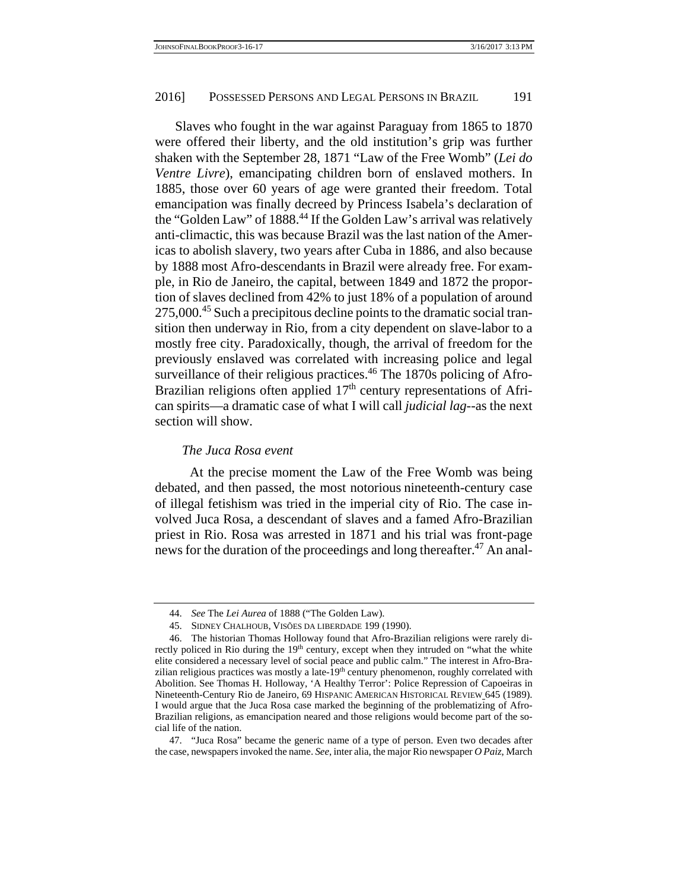Slaves who fought in the war against Paraguay from 1865 to 1870 were offered their liberty, and the old institution's grip was further shaken with the September 28, 1871 "Law of the Free Womb" (*Lei do Ventre Livre*), emancipating children born of enslaved mothers. In 1885, those over 60 years of age were granted their freedom. Total emancipation was finally decreed by Princess Isabela's declaration of the "Golden Law" of 1888.[44] If the Golden Law's arrival was relatively anti-climactic, this was because Brazil was the last nation of the Americas to abolish slavery, two years after Cuba in 1886, and also because by 1888 most Afro-descendants in Brazil were already free. For example, in Rio de Janeiro, the capital, between 1849 and 1872 the proportion of slaves declined from 42% to just 18% of a population of around 275,000.[45] Such a precipitous decline points to the dramatic social transition then underway in Rio, from a city dependent on slave-labor to a mostly free city. Paradoxically, though, the arrival of freedom for the previously enslaved was correlated with increasing police and legal surveillance of their religious practices.[46] The 1870s policing of Afro-Brazilian religions often applied 17th century representations of African spirits—a dramatic case of what I will call *judicial lag*--as the next section will show.

### *The Juca Rosa event*

At the precise moment the Law of the Free Womb was being debated, and then passed, the most notorious nineteenth-century case of illegal fetishism was tried in the imperial city of Rio. The case involved Juca Rosa, a descendant of slaves and a famed Afro-Brazilian priest in Rio. Rosa was arrested in 1871 and his trial was front-page news for the duration of the proceedings and long thereafter.[47] An anal-

---

44. *See* The *Lei Aurea* of 1888 ("The Golden Law).

45. SIDNEY CHALHOUB, VISÕES DA LIBERDADE 199 (1990).

46. The historian Thomas Holloway found that Afro-Brazilian religions were rarely directly policed in Rio during the 19th century, except when they intruded on "what the white elite considered a necessary level of social peace and public calm." The interest in Afro-Brazilian religious practices was mostly a late-19th century phenomenon, roughly correlated with Abolition. See Thomas H. Holloway, 'A Healthy Terror': Police Repression of Capoeiras in Nineteenth-Century Rio de Janeiro, 69 HISPANIC AMERICAN HISTORICAL REVIEW 645 (1989). I would argue that the Juca Rosa case marked the beginning of the problematizing of Afro-Brazilian religions, as emancipation neared and those religions would become part of the social life of the nation.

47. "Juca Rosa" became the generic name of a type of person. Even two decades after the case, newspapers invoked the name. *See*, inter alia, the major Rio newspaper *O Paiz*, March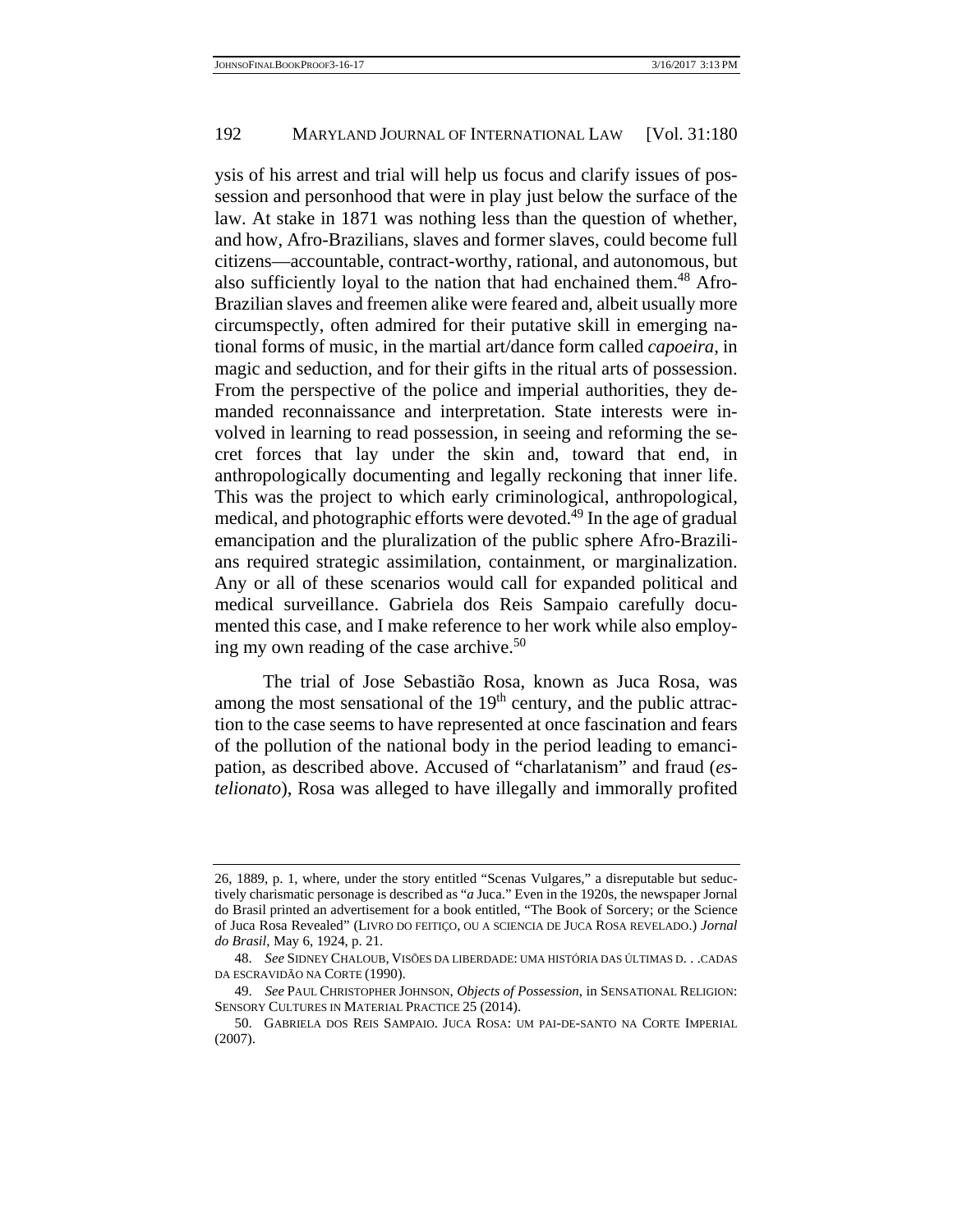ysis of his arrest and trial will help us focus and clarify issues of possession and personhood that were in play just below the surface of the law. At stake in 1871 was nothing less than the question of whether, and how, Afro-Brazilians, slaves and former slaves, could become full citizens—accountable, contract-worthy, rational, and autonomous, but also sufficiently loyal to the nation that had enchained them.[48] Afro-Brazilian slaves and freemen alike were feared and, albeit usually more circumspectly, often admired for their putative skill in emerging national forms of music, in the martial art/dance form called *capoeira*, in magic and seduction, and for their gifts in the ritual arts of possession. From the perspective of the police and imperial authorities, they demanded reconnaissance and interpretation. State interests were involved in learning to read possession, in seeing and reforming the secret forces that lay under the skin and, toward that end, in anthropologically documenting and legally reckoning that inner life. This was the project to which early criminological, anthropological, medical, and photographic efforts were devoted.[49] In the age of gradual emancipation and the pluralization of the public sphere Afro-Brazilians required strategic assimilation, containment, or marginalization. Any or all of these scenarios would call for expanded political and medical surveillance. Gabriela dos Reis Sampaio carefully documented this case, and I make reference to her work while also employing my own reading of the case archive.[50]

The trial of Jose Sebastião Rosa, known as Juca Rosa, was among the most sensational of the 19th century, and the public attraction to the case seems to have represented at once fascination and fears of the pollution of the national body in the period leading to emancipation, as described above. Accused of "charlatanism" and fraud (*estelionato*), Rosa was alleged to have illegally and immorally profited

---

26, 1889, p. 1, where, under the story entitled "Scenas Vulgares," a disreputable but seductively charismatic personage is described as "*a* Juca." Even in the 1920s, the newspaper Jornal do Brasil printed an advertisement for a book entitled, "The Book of Sorcery; or the Science of Juca Rosa Revealed" (LIVRO DO FEITIÇO, OU A SCIENCIA DE JUCA ROSA REVELADO.) *Jornal do Brasil*, May 6, 1924, p. 21.

48. *See* SIDNEY CHALOUB, VISÕES DA LIBERDADE: UMA HISTÓRIA DAS ÚLTIMAS D. . .CADAS DA ESCRAVIDÃO NA CORTE (1990).

49. *See* PAUL CHRISTOPHER JOHNSON, *Objects of Possession*, in SENSATIONAL RELIGION: SENSORY CULTURES IN MATERIAL PRACTICE 25 (2014).

50. GABRIELA DOS REIS SAMPAIO. JUCA ROSA: UM PAI-DE-SANTO NA CORTE IMPERIAL (2007).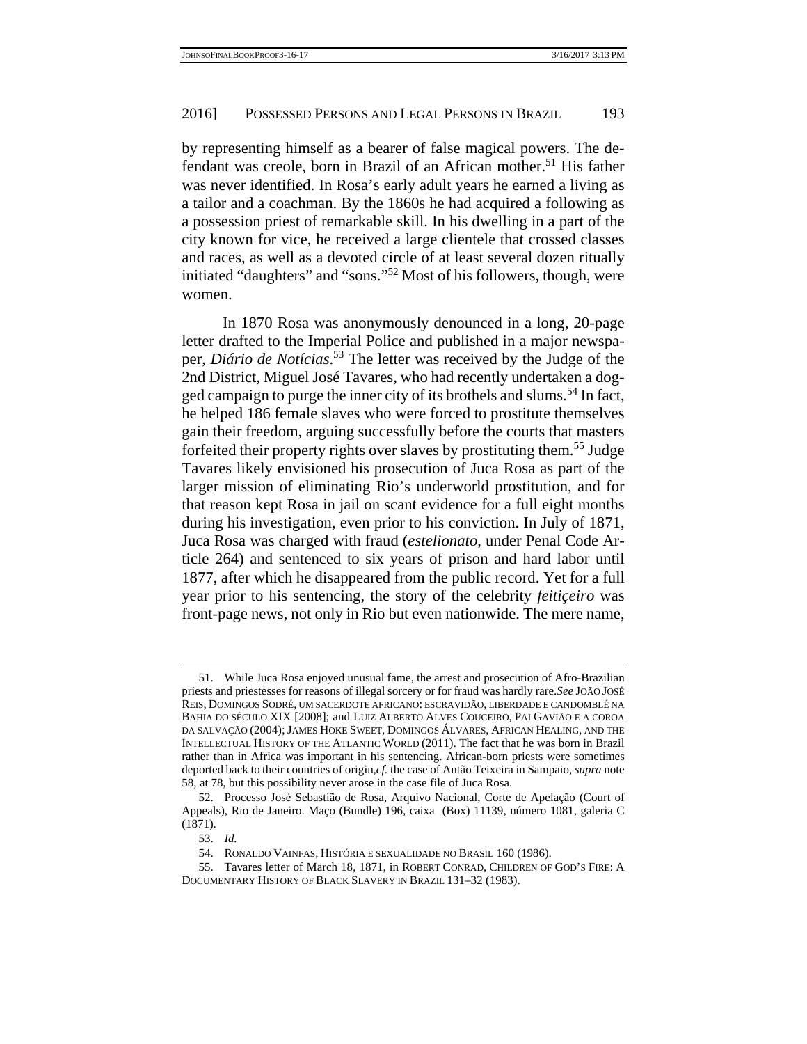by representing himself as a bearer of false magical powers. The defendant was creole, born in Brazil of an African mother.[51] His father was never identified. In Rosa's early adult years he earned a living as a tailor and a coachman. By the 1860s he had acquired a following as a possession priest of remarkable skill. In his dwelling in a part of the city known for vice, he received a large clientele that crossed classes and races, as well as a devoted circle of at least several dozen ritually initiated "daughters" and "sons."[52] Most of his followers, though, were women.

In 1870 Rosa was anonymously denounced in a long, 20-page letter drafted to the Imperial Police and published in a major newspaper, *Diário de Notícias*.[53] The letter was received by the Judge of the 2nd District, Miguel José Tavares, who had recently undertaken a dogged campaign to purge the inner city of its brothels and slums.[54] In fact, he helped 186 female slaves who were forced to prostitute themselves gain their freedom, arguing successfully before the courts that masters forfeited their property rights over slaves by prostituting them.[55] Judge Tavares likely envisioned his prosecution of Juca Rosa as part of the larger mission of eliminating Rio's underworld prostitution, and for that reason kept Rosa in jail on scant evidence for a full eight months during his investigation, even prior to his conviction. In July of 1871, Juca Rosa was charged with fraud (*estelionato*, under Penal Code Article 264) and sentenced to six years of prison and hard labor until 1877, after which he disappeared from the public record. Yet for a full year prior to his sentencing, the story of the celebrity *feitiçeiro* was front-page news, not only in Rio but even nationwide. The mere name,

---

51. While Juca Rosa enjoyed unusual fame, the arrest and prosecution of Afro-Brazilian priests and priestesses for reasons of illegal sorcery or for fraud was hardly rare.*See* JOÃO JOSÉ REIS, DOMINGOS SODRÉ, UM SACERDOTE AFRICANO: ESCRAVIDÃO, LIBERDADE E CANDOMBLÉ NA BAHIA DO SÉCULO XIX [2008]; and LUIZ ALBERTO ALVES COUCEIRO, PAI GAVIÃO E A COROA DA SALVAÇÃO (2004); JAMES HOKE SWEET, DOMINGOS ÁLVARES, AFRICAN HEALING, AND THE INTELLECTUAL HISTORY OF THE ATLANTIC WORLD (2011). The fact that he was born in Brazil rather than in Africa was important in his sentencing. African-born priests were sometimes deported back to their countries of origin,*cf.* the case of Antão Teixeira in Sampaio, *supra* note 58, at 78, but this possibility never arose in the case file of Juca Rosa.

52. Processo José Sebastião de Rosa, Arquivo Nacional, Corte de Apelação (Court of Appeals), Rio de Janeiro. Maço (Bundle) 196, caixa (Box) 11139, número 1081, galeria C (1871).

53. *Id.*

54. RONALDO VAINFAS, HISTÓRIA E SEXUALIDADE NO BRASIL 160 (1986).

55. Tavares letter of March 18, 1871, in ROBERT CONRAD, CHILDREN OF GOD'S FIRE: A DOCUMENTARY HISTORY OF BLACK SLAVERY IN BRAZIL 131–32 (1983).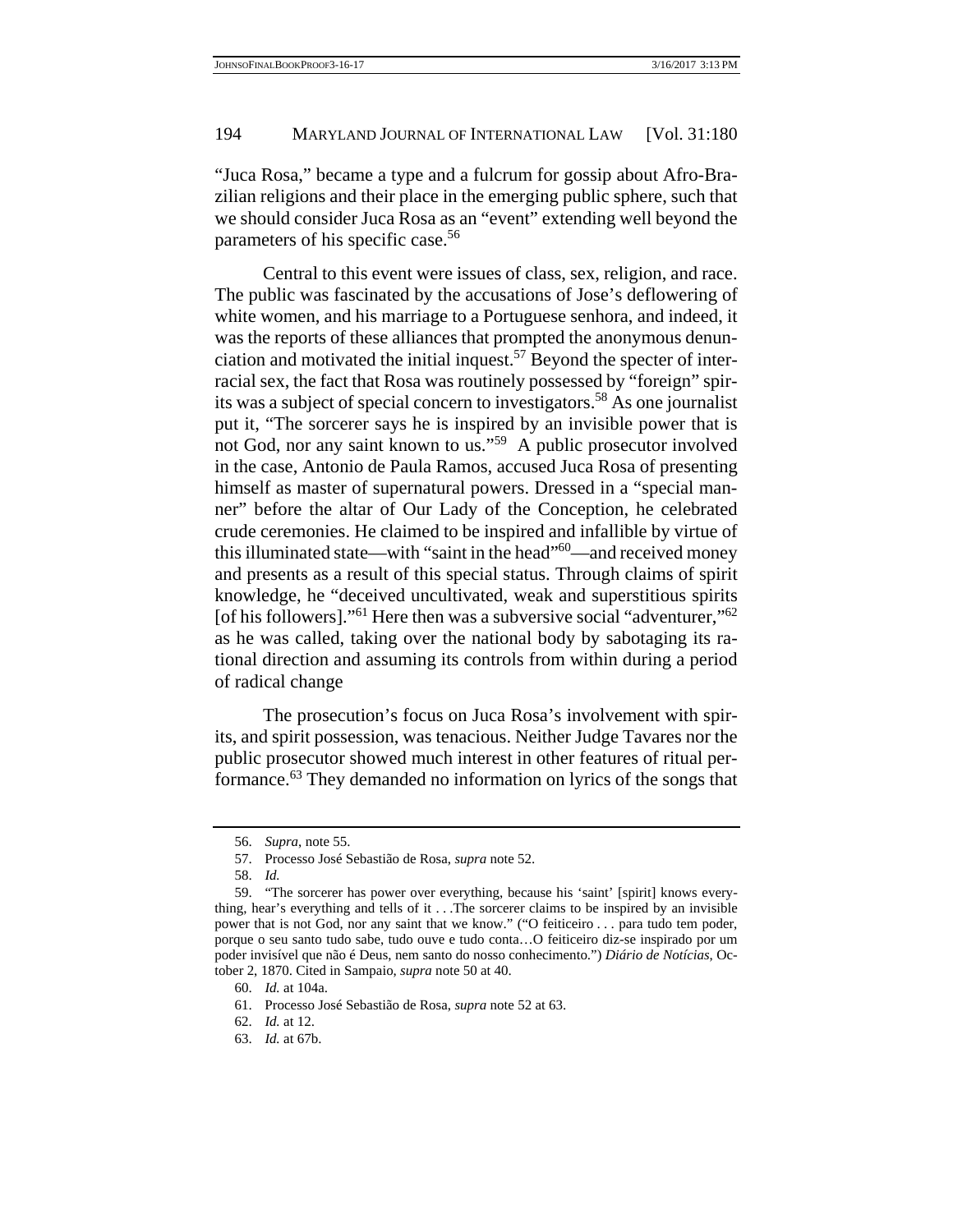"Juca Rosa," became a type and a fulcrum for gossip about Afro-Brazilian religions and their place in the emerging public sphere, such that we should consider Juca Rosa as an "event" extending well beyond the parameters of his specific case.[56]

Central to this event were issues of class, sex, religion, and race. The public was fascinated by the accusations of Jose's deflowering of white women, and his marriage to a Portuguese senhora, and indeed, it was the reports of these alliances that prompted the anonymous denunciation and motivated the initial inquest.[57] Beyond the specter of interracial sex, the fact that Rosa was routinely possessed by "foreign" spirits was a subject of special concern to investigators.[58] As one journalist put it, "The sorcerer says he is inspired by an invisible power that is not God, nor any saint known to us."[59] A public prosecutor involved in the case, Antonio de Paula Ramos, accused Juca Rosa of presenting himself as master of supernatural powers. Dressed in a "special manner" before the altar of Our Lady of the Conception, he celebrated crude ceremonies. He claimed to be inspired and infallible by virtue of this illuminated state—with "saint in the head"[60]—and received money and presents as a result of this special status. Through claims of spirit knowledge, he "deceived uncultivated, weak and superstitious spirits [of his followers]."[61] Here then was a subversive social "adventurer,"[62] as he was called, taking over the national body by sabotaging its rational direction and assuming its controls from within during a period of radical change

The prosecution's focus on Juca Rosa's involvement with spirits, and spirit possession, was tenacious. Neither Judge Tavares nor the public prosecutor showed much interest in other features of ritual performance.[63] They demanded no information on lyrics of the songs that

---

56. *Supra*, note 55.

57. Processo José Sebastião de Rosa, *supra* note 52.

58. *Id.*

59. "The sorcerer has power over everything, because his 'saint' [spirit] knows everything, hear's everything and tells of it . . .The sorcerer claims to be inspired by an invisible power that is not God, nor any saint that we know." ("O feiticeiro . . . para tudo tem poder, porque o seu santo tudo sabe, tudo ouve e tudo conta…O feiticeiro diz-se inspirado por um poder invisível que não é Deus, nem santo do nosso conhecimento.") *Diário de Notícias*, October 2, 1870. Cited in Sampaio, *supra* note 50 at 40.

60. *Id.* at 104a.

61. Processo José Sebastião de Rosa, *supra* note 52 at 63.

62. *Id.* at 12.

63. *Id.* at 67b.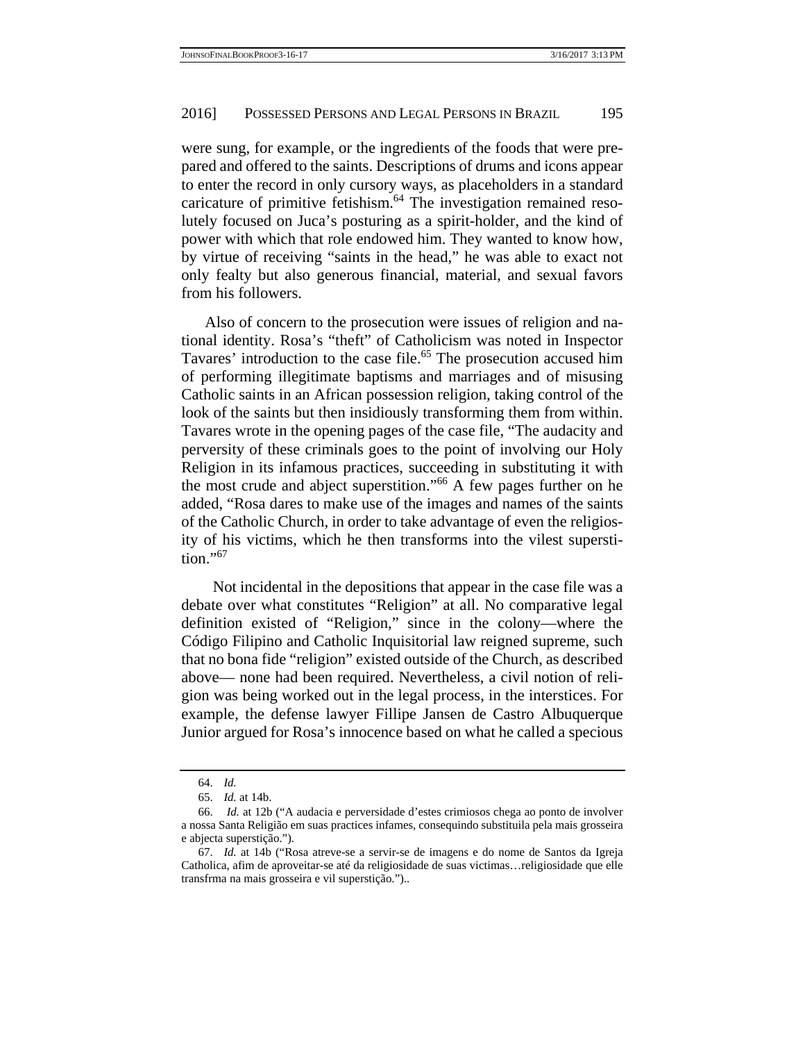were sung, for example, or the ingredients of the foods that were prepared and offered to the saints. Descriptions of drums and icons appear to enter the record in only cursory ways, as placeholders in a standard caricature of primitive fetishism.[64] The investigation remained resolutely focused on Juca's posturing as a spirit-holder, and the kind of power with which that role endowed him. They wanted to know how, by virtue of receiving "saints in the head," he was able to exact not only fealty but also generous financial, material, and sexual favors from his followers.

Also of concern to the prosecution were issues of religion and national identity. Rosa's "theft" of Catholicism was noted in Inspector Tavares' introduction to the case file.[65] The prosecution accused him of performing illegitimate baptisms and marriages and of misusing Catholic saints in an African possession religion, taking control of the look of the saints but then insidiously transforming them from within. Tavares wrote in the opening pages of the case file, "The audacity and perversity of these criminals goes to the point of involving our Holy Religion in its infamous practices, succeeding in substituting it with the most crude and abject superstition."[66] A few pages further on he added, "Rosa dares to make use of the images and names of the saints of the Catholic Church, in order to take advantage of even the religiosity of his victims, which he then transforms into the vilest superstition."[67]

Not incidental in the depositions that appear in the case file was a debate over what constitutes "Religion" at all. No comparative legal definition existed of "Religion," since in the colony—where the Código Filipino and Catholic Inquisitorial law reigned supreme, such that no bona fide "religion" existed outside of the Church, as described above— none had been required. Nevertheless, a civil notion of religion was being worked out in the legal process, in the interstices. For example, the defense lawyer Fillipe Jansen de Castro Albuquerque Junior argued for Rosa's innocence based on what he called a specious

---

64. *Id.*

65. *Id.* at 14b.

66. *Id.* at 12b ("A audacia e perversidade d'estes crimiosos chega ao ponto de involver a nossa Santa Religião em suas practices infames, consequindo substituila pela mais grosseira e abjecta superstição.").

67. *Id.* at 14b ("Rosa atreve-se a servir-se de imagens e do nome de Santos da Igreja Catholica, afim de aproveitar-se até da religiosidade de suas victimas…religiosidade que elle transfrma na mais grosseira e vil superstição.")..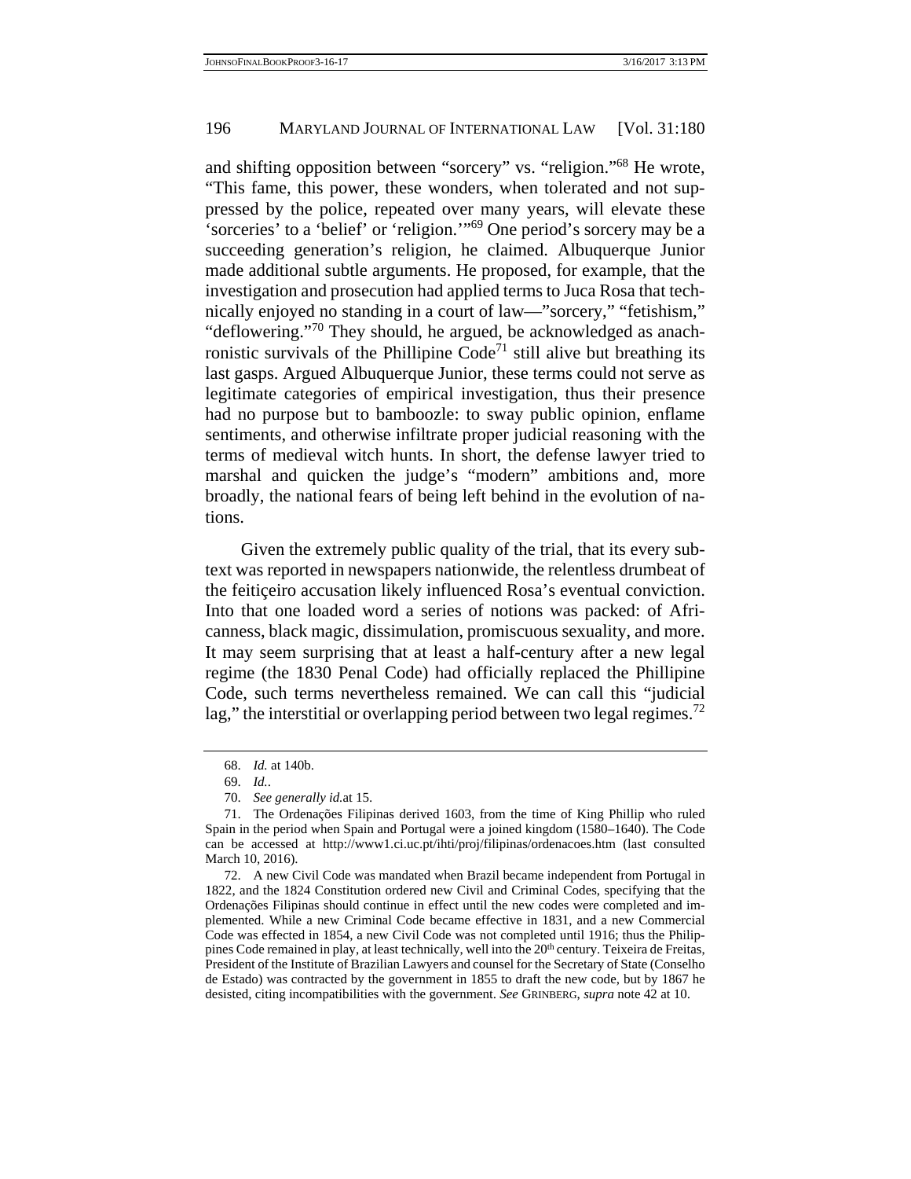and shifting opposition between "sorcery" vs. "religion."[68] He wrote, "This fame, this power, these wonders, when tolerated and not suppressed by the police, repeated over many years, will elevate these 'sorceries' to a 'belief' or 'religion.'"[69] One period's sorcery may be a succeeding generation's religion, he claimed. Albuquerque Junior made additional subtle arguments. He proposed, for example, that the investigation and prosecution had applied terms to Juca Rosa that technically enjoyed no standing in a court of law—"sorcery," "fetishism," "deflowering."[70] They should, he argued, be acknowledged as anachronistic survivals of the Phillipine Code[71] still alive but breathing its last gasps. Argued Albuquerque Junior, these terms could not serve as legitimate categories of empirical investigation, thus their presence had no purpose but to bamboozle: to sway public opinion, enflame sentiments, and otherwise infiltrate proper judicial reasoning with the terms of medieval witch hunts. In short, the defense lawyer tried to marshal and quicken the judge's "modern" ambitions and, more broadly, the national fears of being left behind in the evolution of nations.

Given the extremely public quality of the trial, that its every subtext was reported in newspapers nationwide, the relentless drumbeat of the feitiçeiro accusation likely influenced Rosa's eventual conviction. Into that one loaded word a series of notions was packed: of Africanness, black magic, dissimulation, promiscuous sexuality, and more. It may seem surprising that at least a half-century after a new legal regime (the 1830 Penal Code) had officially replaced the Phillipine Code, such terms nevertheless remained. We can call this "judicial lag," the interstitial or overlapping period between two legal regimes.[72]

---

68. *Id.* at 140b.

69. *Id.*.

70. *See generally id.*at 15.

71. The Ordenações Filipinas derived 1603, from the time of King Phillip who ruled Spain in the period when Spain and Portugal were a joined kingdom (1580–1640). The Code can be accessed at http://www1.ci.uc.pt/ihti/proj/filipinas/ordenacoes.htm (last consulted March 10, 2016).

72. A new Civil Code was mandated when Brazil became independent from Portugal in 1822, and the 1824 Constitution ordered new Civil and Criminal Codes, specifying that the Ordenações Filipinas should continue in effect until the new codes were completed and implemented. While a new Criminal Code became effective in 1831, and a new Commercial Code was effected in 1854, a new Civil Code was not completed until 1916; thus the Philippines Code remained in play, at least technically, well into the 20th century. Teixeira de Freitas, President of the Institute of Brazilian Lawyers and counsel for the Secretary of State (Conselho de Estado) was contracted by the government in 1855 to draft the new code, but by 1867 he desisted, citing incompatibilities with the government. *See* GRINBERG, *supra* note 42 at 10.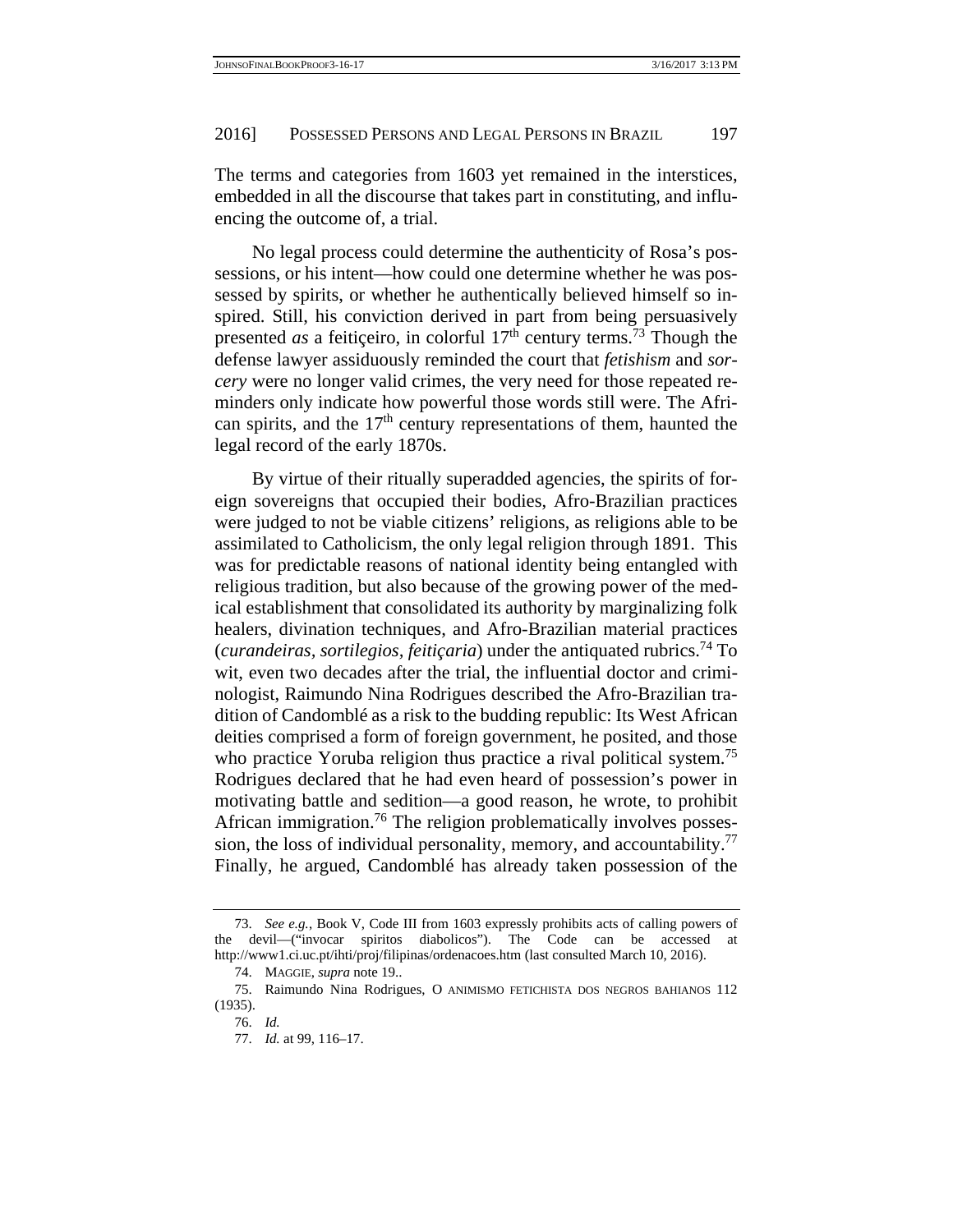The terms and categories from 1603 yet remained in the interstices, embedded in all the discourse that takes part in constituting, and influencing the outcome of, a trial.

No legal process could determine the authenticity of Rosa's possessions, or his intent—how could one determine whether he was possessed by spirits, or whether he authentically believed himself so inspired. Still, his conviction derived in part from being persuasively presented *as* a feitiçeiro, in colorful 17th century terms.[73] Though the defense lawyer assiduously reminded the court that *fetishism* and *sorcery* were no longer valid crimes, the very need for those repeated reminders only indicate how powerful those words still were. The African spirits, and the 17th century representations of them, haunted the legal record of the early 1870s.

By virtue of their ritually superadded agencies, the spirits of foreign sovereigns that occupied their bodies, Afro-Brazilian practices were judged to not be viable citizens' religions, as religions able to be assimilated to Catholicism, the only legal religion through 1891. This was for predictable reasons of national identity being entangled with religious tradition, but also because of the growing power of the medical establishment that consolidated its authority by marginalizing folk healers, divination techniques, and Afro-Brazilian material practices (*curandeiras, sortilegios, feitiçaria*) under the antiquated rubrics.[74] To wit, even two decades after the trial, the influential doctor and criminologist, Raimundo Nina Rodrigues described the Afro-Brazilian tradition of Candomblé as a risk to the budding republic: Its West African deities comprised a form of foreign government, he posited, and those who practice Yoruba religion thus practice a rival political system.[75] Rodrigues declared that he had even heard of possession's power in motivating battle and sedition—a good reason, he wrote, to prohibit African immigration.[76] The religion problematically involves possession, the loss of individual personality, memory, and accountability.[77] Finally, he argued, Candomblé has already taken possession of the

---

73. *See e.g.*, Book V, Code III from 1603 expressly prohibits acts of calling powers of the devil—("invocar spiritos diabolicos"). The Code can be accessed at http://www1.ci.uc.pt/ihti/proj/filipinas/ordenacoes.htm (last consulted March 10, 2016).

74. MAGGIE, *supra* note 19..

75. Raimundo Nina Rodrigues, O ANIMISMO FETICHISTA DOS NEGROS BAHIANOS 112 (1935).

76. *Id.*

77. *Id.* at 99, 116–17.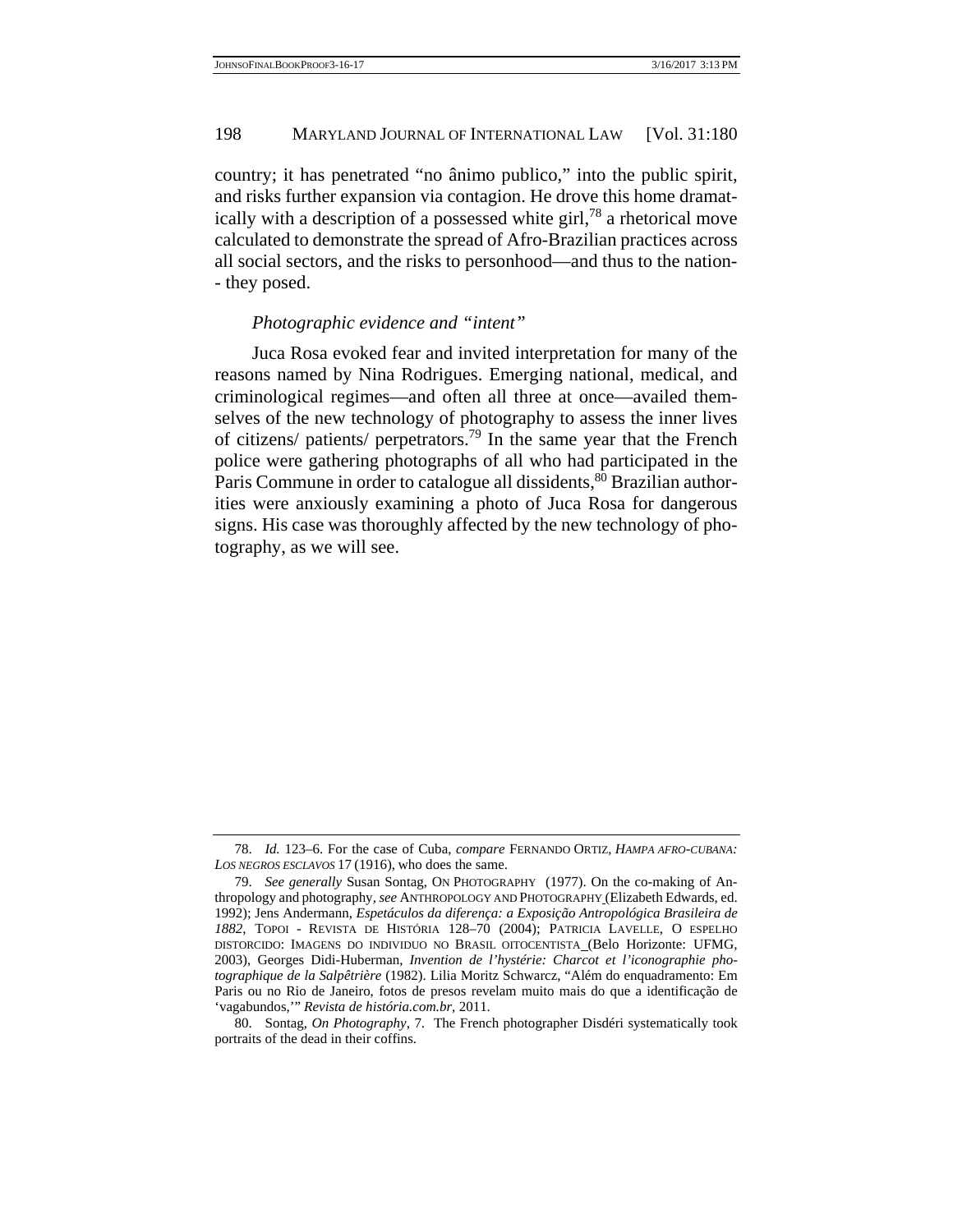country; it has penetrated "no ânimo publico," into the public spirit, and risks further expansion via contagion. He drove this home dramatically with a description of a possessed white girl,[78] a rhetorical move calculated to demonstrate the spread of Afro-Brazilian practices across all social sectors, and the risks to personhood—and thus to the nation-- they posed.

*Photographic evidence and "intent"*

Juca Rosa evoked fear and invited interpretation for many of the reasons named by Nina Rodrigues. Emerging national, medical, and criminological regimes—and often all three at once—availed themselves of the new technology of photography to assess the inner lives of citizens/ patients/ perpetrators.[79] In the same year that the French police were gathering photographs of all who had participated in the Paris Commune in order to catalogue all dissidents,[80] Brazilian authorities were anxiously examining a photo of Juca Rosa for dangerous signs. His case was thoroughly affected by the new technology of photography, as we will see.

---

78. *Id.* 123–6. For the case of Cuba, *compare* FERNANDO ORTIZ, *HAMPA AFRO-CUBANA: LOS NEGROS ESCLAVOS* 17 (1916), who does the same.

79. *See generally* Susan Sontag, ON PHOTOGRAPHY (1977). On the co-making of Anthropology and photography, *see* ANTHROPOLOGY AND PHOTOGRAPHY (Elizabeth Edwards, ed. 1992); Jens Andermann, *Espetáculos da diferença: a Exposição Antropológica Brasileira de 1882*, TOPOI - REVISTA DE HISTÓRIA 128–70 (2004); PATRICIA LAVELLE, O ESPELHO DISTORCIDO: IMAGENS DO INDIVIDUO NO BRASIL OITOCENTISTA (Belo Horizonte: UFMG, 2003), Georges Didi-Huberman, *Invention de l'hystérie: Charcot et l'iconographie photographique de la Salpêtrière* (1982). Lilia Moritz Schwarcz, "Além do enquadramento: Em Paris ou no Rio de Janeiro, fotos de presos revelam muito mais do que a identificação de 'vagabundos,'" *Revista de história.com.br*, 2011.

80. Sontag, *On Photography*, 7. The French photographer Disdéri systematically took portraits of the dead in their coffins.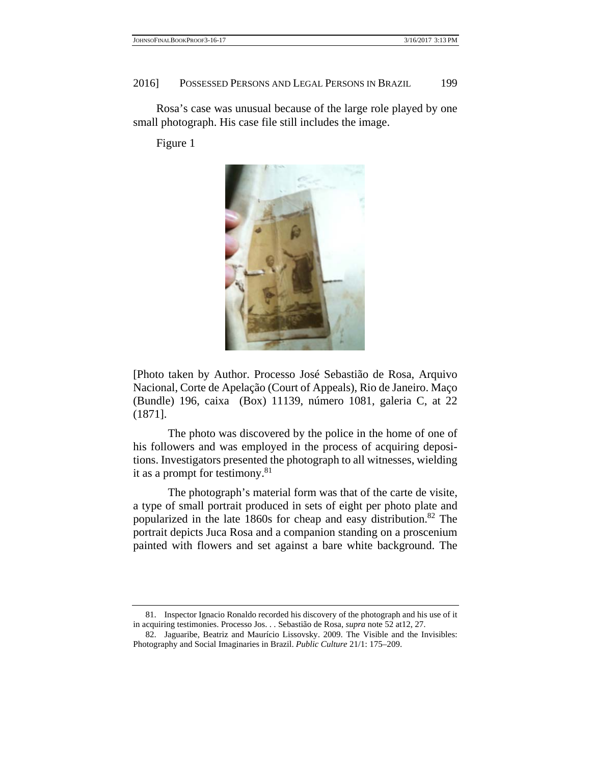Rosa's case was unusual because of the large role played by one small photograph. His case file still includes the image.

Figure 1

[Photo taken by Author. Processo José Sebastião de Rosa, Arquivo Nacional, Corte de Apelação (Court of Appeals), Rio de Janeiro. Maço (Bundle) 196, caixa (Box) 11139, número 1081, galeria C, at 22 (1871].

The photo was discovered by the police in the home of one of his followers and was employed in the process of acquiring depositions. Investigators presented the photograph to all witnesses, wielding it as a prompt for testimony.[81]

The photograph's material form was that of the carte de visite, a type of small portrait produced in sets of eight per photo plate and popularized in the late 1860s for cheap and easy distribution.[82] The portrait depicts Juca Rosa and a companion standing on a proscenium painted with flowers and set against a bare white background. The

---

81. Inspector Ignacio Ronaldo recorded his discovery of the photograph and his use of it in acquiring testimonies. Processo Jos. . . Sebastião de Rosa, *supra* note 52 at12, 27.

82. Jaguaribe, Beatriz and Maurício Lissovsky. 2009. The Visible and the Invisibles: Photography and Social Imaginaries in Brazil. *Public Culture* 21/1: 175–209.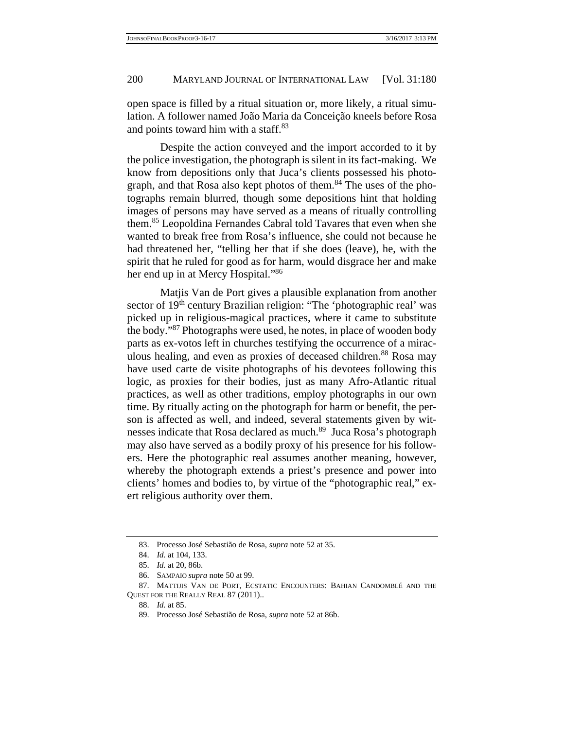open space is filled by a ritual situation or, more likely, a ritual simulation. A follower named João Maria da Conceição kneels before Rosa and points toward him with a staff.[83]

Despite the action conveyed and the import accorded to it by the police investigation, the photograph is silent in its fact-making. We know from depositions only that Juca's clients possessed his photograph, and that Rosa also kept photos of them.[84] The uses of the photographs remain blurred, though some depositions hint that holding images of persons may have served as a means of ritually controlling them.[85] Leopoldina Fernandes Cabral told Tavares that even when she wanted to break free from Rosa's influence, she could not because he had threatened her, "telling her that if she does (leave), he, with the spirit that he ruled for good as for harm, would disgrace her and make her end up in at Mercy Hospital."[86]

Matjis Van de Port gives a plausible explanation from another sector of 19th century Brazilian religion: "The 'photographic real' was picked up in religious-magical practices, where it came to substitute the body."[87] Photographs were used, he notes, in place of wooden body parts as ex-votos left in churches testifying the occurrence of a miraculous healing, and even as proxies of deceased children.[88] Rosa may have used carte de visite photographs of his devotees following this logic, as proxies for their bodies, just as many Afro-Atlantic ritual practices, as well as other traditions, employ photographs in our own time. By ritually acting on the photograph for harm or benefit, the person is affected as well, and indeed, several statements given by witnesses indicate that Rosa declared as much.[89] Juca Rosa's photograph may also have served as a bodily proxy of his presence for his followers. Here the photographic real assumes another meaning, however, whereby the photograph extends a priest's presence and power into clients' homes and bodies to, by virtue of the "photographic real," exert religious authority over them.

---

83. Processo José Sebastião de Rosa, *supra* note 52 at 35.

84. *Id.* at 104, 133.

85. *Id.* at 20, 86b.

86. SAMPAIO *supra* note 50 at 99.

87. MATTIJIS VAN DE PORT, ECSTATIC ENCOUNTERS: BAHIAN CANDOMBLÉ AND THE QUEST FOR THE REALLY REAL 87 (2011)..

88. *Id.* at 85.

89. Processo José Sebastião de Rosa, *supra* note 52 at 86b.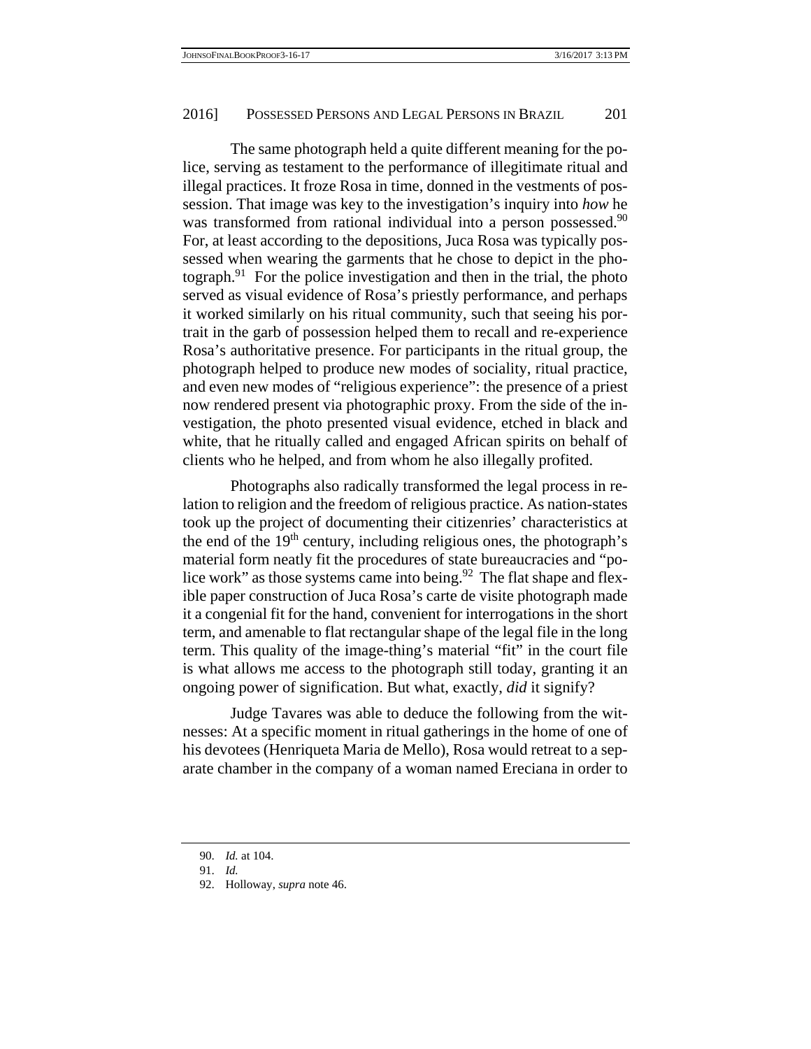The same photograph held a quite different meaning for the police, serving as testament to the performance of illegitimate ritual and illegal practices. It froze Rosa in time, donned in the vestments of possession. That image was key to the investigation's inquiry into *how* he was transformed from rational individual into a person possessed.[90] For, at least according to the depositions, Juca Rosa was typically possessed when wearing the garments that he chose to depict in the photograph.[91] For the police investigation and then in the trial, the photo served as visual evidence of Rosa's priestly performance, and perhaps it worked similarly on his ritual community, such that seeing his portrait in the garb of possession helped them to recall and re-experience Rosa's authoritative presence. For participants in the ritual group, the photograph helped to produce new modes of sociality, ritual practice, and even new modes of "religious experience": the presence of a priest now rendered present via photographic proxy. From the side of the investigation, the photo presented visual evidence, etched in black and white, that he ritually called and engaged African spirits on behalf of clients who he helped, and from whom he also illegally profited.

Photographs also radically transformed the legal process in relation to religion and the freedom of religious practice. As nation-states took up the project of documenting their citizenries' characteristics at the end of the 19th century, including religious ones, the photograph's material form neatly fit the procedures of state bureaucracies and "police work" as those systems came into being.[92] The flat shape and flexible paper construction of Juca Rosa's carte de visite photograph made it a congenial fit for the hand, convenient for interrogations in the short term, and amenable to flat rectangular shape of the legal file in the long term. This quality of the image-thing's material "fit" in the court file is what allows me access to the photograph still today, granting it an ongoing power of signification. But what, exactly, *did* it signify?

Judge Tavares was able to deduce the following from the witnesses: At a specific moment in ritual gatherings in the home of one of his devotees (Henriqueta Maria de Mello), Rosa would retreat to a separate chamber in the company of a woman named Ereciana in order to

---

90. *Id.* at 104.

91. *Id.*

92. Holloway, *supra* note 46.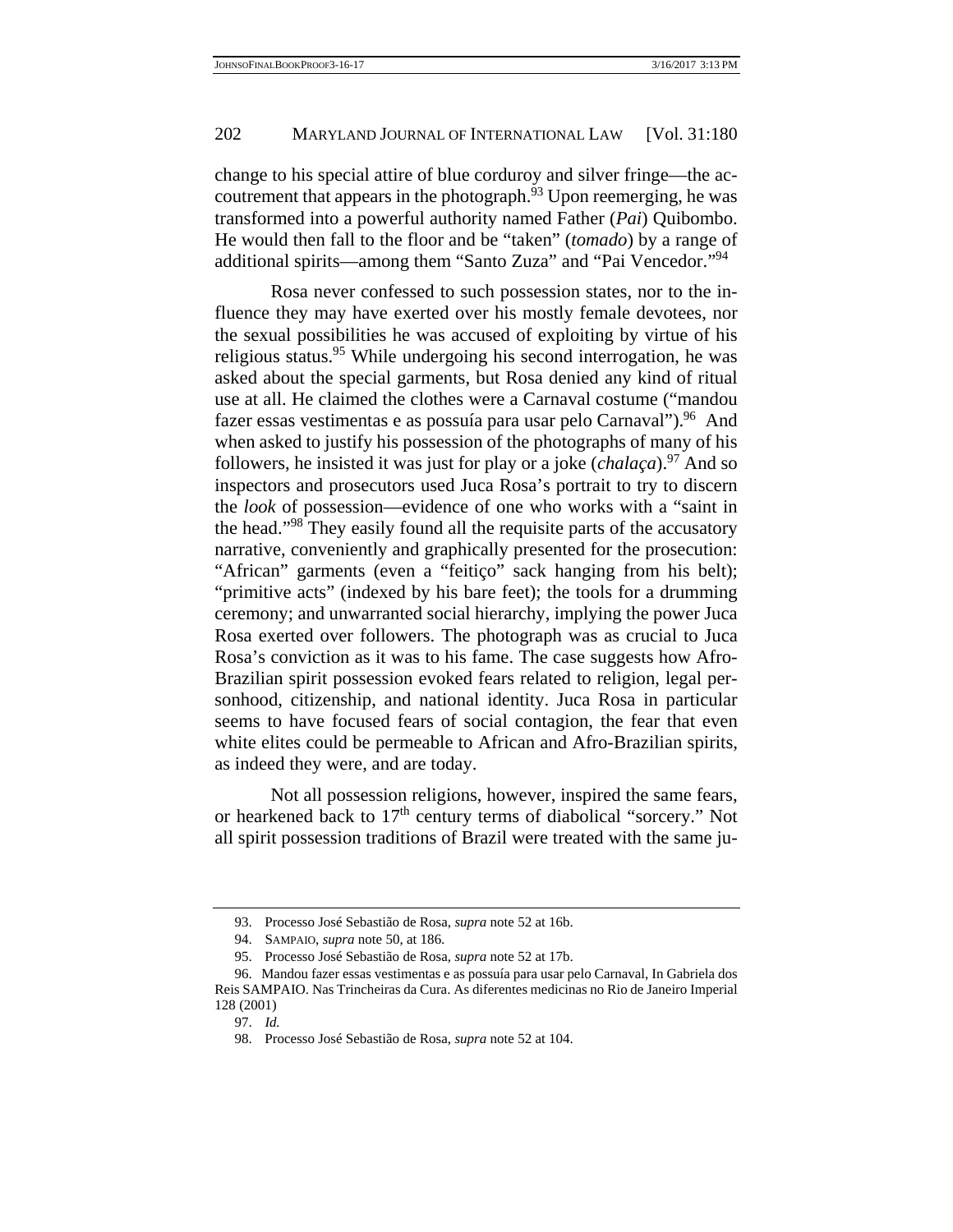change to his special attire of blue corduroy and silver fringe—the accoutrement that appears in the photograph.[93] Upon reemerging, he was transformed into a powerful authority named Father (*Pai*) Quibombo. He would then fall to the floor and be "taken" (*tomado*) by a range of additional spirits—among them "Santo Zuza" and "Pai Vencedor."[94]

Rosa never confessed to such possession states, nor to the influence they may have exerted over his mostly female devotees, nor the sexual possibilities he was accused of exploiting by virtue of his religious status.[95] While undergoing his second interrogation, he was asked about the special garments, but Rosa denied any kind of ritual use at all. He claimed the clothes were a Carnaval costume ("mandou fazer essas vestimentas e as possuía para usar pelo Carnaval").[96] And when asked to justify his possession of the photographs of many of his followers, he insisted it was just for play or a joke (*chalaça*).[97] And so inspectors and prosecutors used Juca Rosa's portrait to try to discern the *look* of possession—evidence of one who works with a "saint in the head."[98] They easily found all the requisite parts of the accusatory narrative, conveniently and graphically presented for the prosecution: "African" garments (even a "feitiço" sack hanging from his belt); "primitive acts" (indexed by his bare feet); the tools for a drumming ceremony; and unwarranted social hierarchy, implying the power Juca Rosa exerted over followers. The photograph was as crucial to Juca Rosa's conviction as it was to his fame. The case suggests how Afro-Brazilian spirit possession evoked fears related to religion, legal personhood, citizenship, and national identity. Juca Rosa in particular seems to have focused fears of social contagion, the fear that even white elites could be permeable to African and Afro-Brazilian spirits, as indeed they were, and are today.

Not all possession religions, however, inspired the same fears, or hearkened back to 17th century terms of diabolical "sorcery." Not all spirit possession traditions of Brazil were treated with the same ju-

---

93. Processo José Sebastião de Rosa, *supra* note 52 at 16b.

94. SAMPAIO, *supra* note 50, at 186.

95. Processo José Sebastião de Rosa, *supra* note 52 at 17b.

96. Mandou fazer essas vestimentas e as possuía para usar pelo Carnaval, In Gabriela dos Reis SAMPAIO. Nas Trincheiras da Cura. As diferentes medicinas no Rio de Janeiro Imperial 128 (2001)

97. *Id.*

98. Processo José Sebastião de Rosa, *supra* note 52 at 104.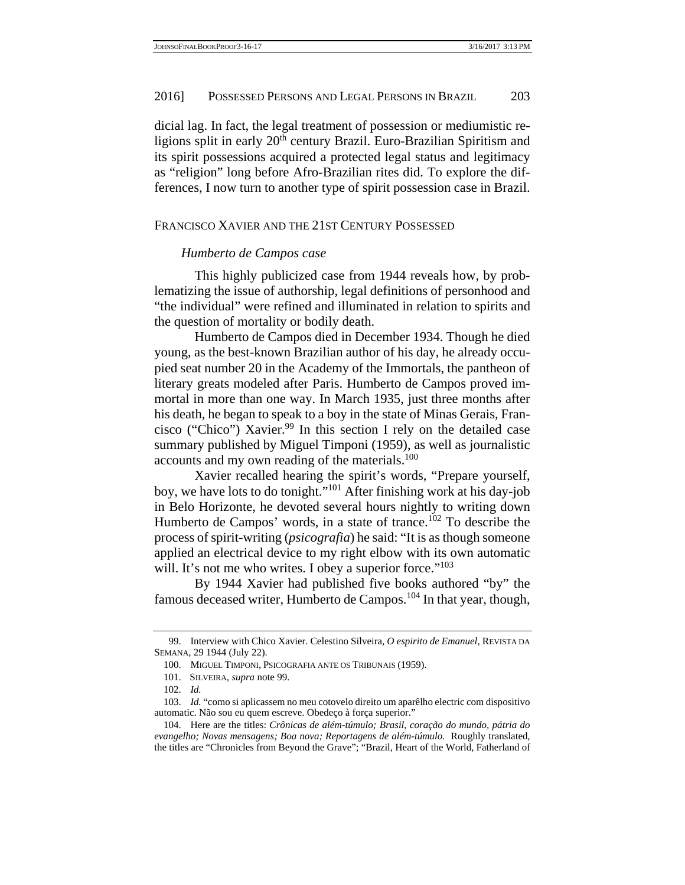dicial lag. In fact, the legal treatment of possession or mediumistic religions split in early 20th century Brazil. Euro-Brazilian Spiritism and its spirit possessions acquired a protected legal status and legitimacy as "religion" long before Afro-Brazilian rites did. To explore the differences, I now turn to another type of spirit possession case in Brazil.

## FRANCISCO XAVIER AND THE 21ST CENTURY POSSESSED

### *Humberto de Campos case*

This highly publicized case from 1944 reveals how, by problematizing the issue of authorship, legal definitions of personhood and "the individual" were refined and illuminated in relation to spirits and the question of mortality or bodily death.

Humberto de Campos died in December 1934. Though he died young, as the best-known Brazilian author of his day, he already occupied seat number 20 in the Academy of the Immortals, the pantheon of literary greats modeled after Paris. Humberto de Campos proved immortal in more than one way. In March 1935, just three months after his death, he began to speak to a boy in the state of Minas Gerais, Francisco ("Chico") Xavier.[99] In this section I rely on the detailed case summary published by Miguel Timponi (1959), as well as journalistic accounts and my own reading of the materials.[100]

Xavier recalled hearing the spirit's words, "Prepare yourself, boy, we have lots to do tonight."[101] After finishing work at his day-job in Belo Horizonte, he devoted several hours nightly to writing down Humberto de Campos' words, in a state of trance.[102] To describe the process of spirit-writing (*psicografia*) he said: "It is as though someone applied an electrical device to my right elbow with its own automatic will. It's not me who writes. I obey a superior force."[103]

By 1944 Xavier had published five books authored "by" the famous deceased writer, Humberto de Campos.[104] In that year, though,

---

99. Interview with Chico Xavier. Celestino Silveira, *O espirito de Emanuel*, REVISTA DA SEMANA, 29 1944 (July 22).

100. MIGUEL TIMPONI, PSICOGRAFIA ANTE OS TRIBUNAIS (1959).

101. SILVEIRA, *supra* note 99.

102. *Id.*

103. *Id.* "como si aplicassem no meu cotovelo direito um aparêlho electric com dispositivo automatic. Não sou eu quem escreve. Obedeço à força superior."

104. Here are the titles: *Crônicas de além-túmulo; Brasil, coração do mundo, pátria do evangelho; Novas mensagens; Boa nova; Reportagens de além-túmulo.* Roughly translated, the titles are "Chronicles from Beyond the Grave"; "Brazil, Heart of the World, Fatherland of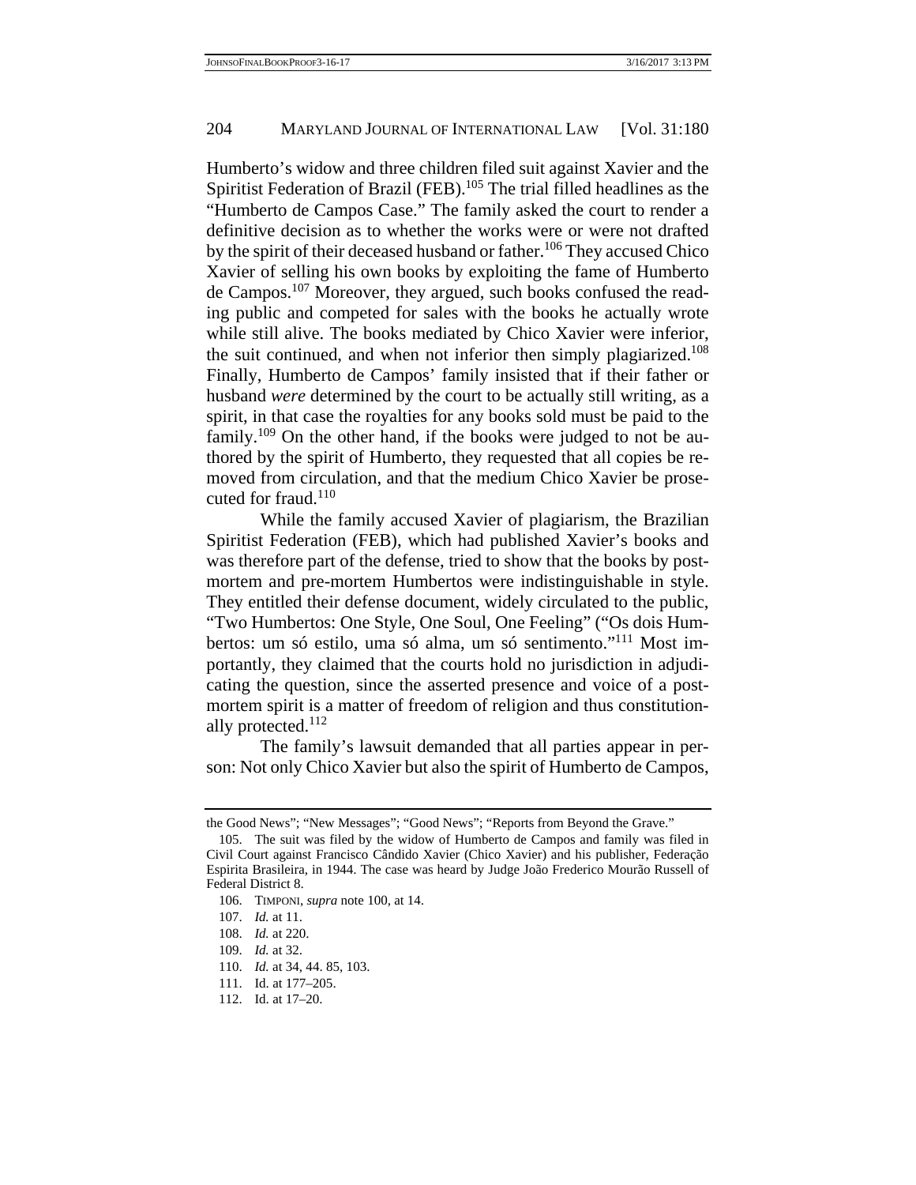Humberto's widow and three children filed suit against Xavier and the Spiritist Federation of Brazil (FEB).[105] The trial filled headlines as the "Humberto de Campos Case." The family asked the court to render a definitive decision as to whether the works were or were not drafted by the spirit of their deceased husband or father.[106] They accused Chico Xavier of selling his own books by exploiting the fame of Humberto de Campos.[107] Moreover, they argued, such books confused the reading public and competed for sales with the books he actually wrote while still alive. The books mediated by Chico Xavier were inferior, the suit continued, and when not inferior then simply plagiarized.[108] Finally, Humberto de Campos' family insisted that if their father or husband *were* determined by the court to be actually still writing, as a spirit, in that case the royalties for any books sold must be paid to the family.[109] On the other hand, if the books were judged to not be authored by the spirit of Humberto, they requested that all copies be removed from circulation, and that the medium Chico Xavier be prosecuted for fraud.[110]

While the family accused Xavier of plagiarism, the Brazilian Spiritist Federation (FEB), which had published Xavier's books and was therefore part of the defense, tried to show that the books by post-mortem and pre-mortem Humbertos were indistinguishable in style. They entitled their defense document, widely circulated to the public, "Two Humbertos: One Style, One Soul, One Feeling" ("Os dois Humbertos: um só estilo, uma só alma, um só sentimento."[111] Most importantly, they claimed that the courts hold no jurisdiction in adjudicating the question, since the asserted presence and voice of a post-mortem spirit is a matter of freedom of religion and thus constitutionally protected.[112]

The family's lawsuit demanded that all parties appear in person: Not only Chico Xavier but also the spirit of Humberto de Campos,

---

the Good News"; "New Messages"; "Good News"; "Reports from Beyond the Grave."

105. The suit was filed by the widow of Humberto de Campos and family was filed in Civil Court against Francisco Cândido Xavier (Chico Xavier) and his publisher, Federação Espirita Brasileira, in 1944. The case was heard by Judge João Frederico Mourão Russell of Federal District 8.

106. TIMPONI, *supra* note 100, at 14.

107. *Id.* at 11.

108. *Id.* at 220.

109. *Id.* at 32.

110. *Id.* at 34, 44. 85, 103.

111. Id. at 177–205.

112. Id. at 17–20.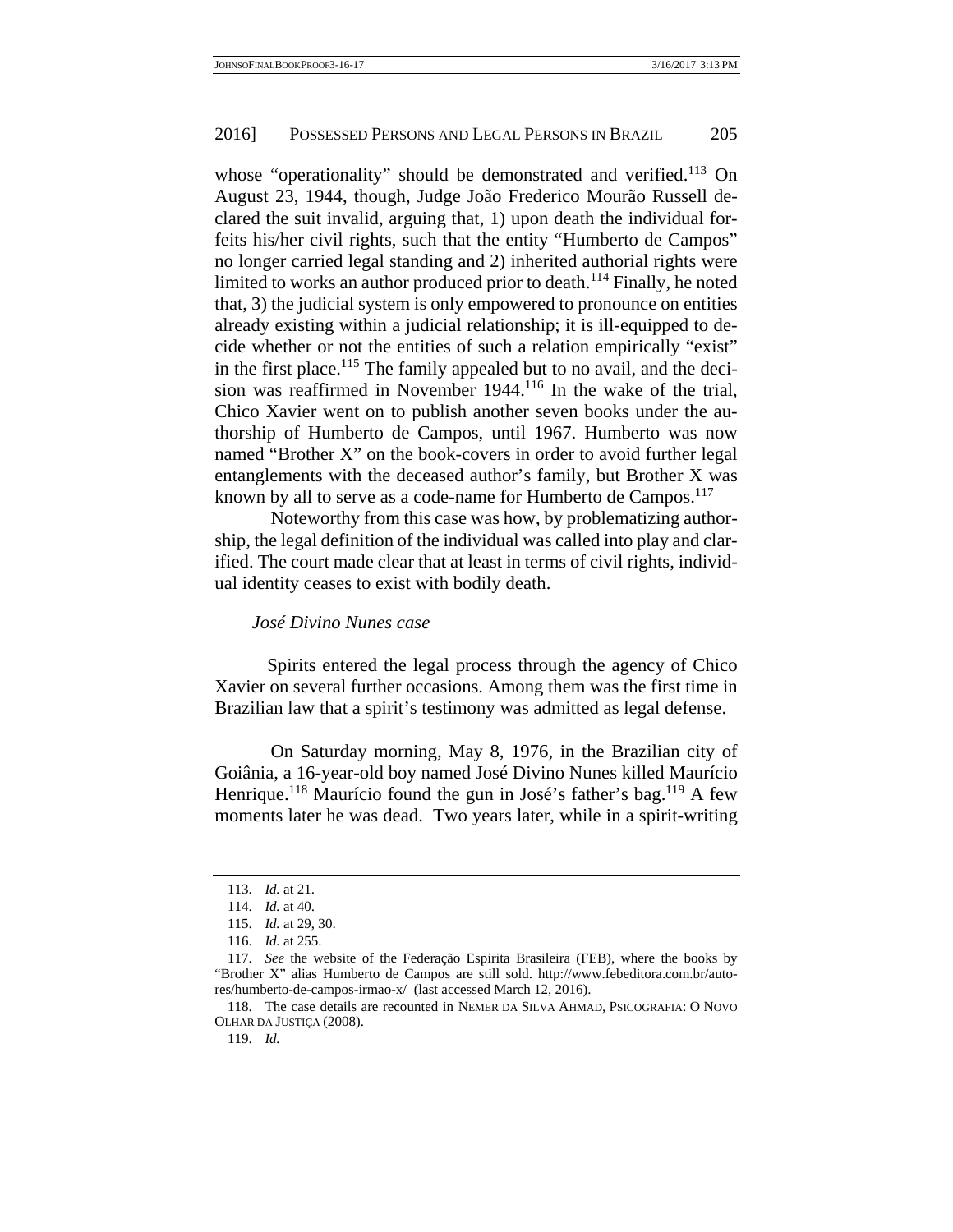whose "operationality" should be demonstrated and verified.[113] On August 23, 1944, though, Judge João Frederico Mourão Russell declared the suit invalid, arguing that, 1) upon death the individual forfeits his/her civil rights, such that the entity "Humberto de Campos" no longer carried legal standing and 2) inherited authorial rights were limited to works an author produced prior to death.[114] Finally, he noted that, 3) the judicial system is only empowered to pronounce on entities already existing within a judicial relationship; it is ill-equipped to decide whether or not the entities of such a relation empirically "exist" in the first place.[115] The family appealed but to no avail, and the decision was reaffirmed in November 1944.[116] In the wake of the trial, Chico Xavier went on to publish another seven books under the authorship of Humberto de Campos, until 1967. Humberto was now named "Brother X" on the book-covers in order to avoid further legal entanglements with the deceased author's family, but Brother X was known by all to serve as a code-name for Humberto de Campos.[117]

Noteworthy from this case was how, by problematizing authorship, the legal definition of the individual was called into play and clarified. The court made clear that at least in terms of civil rights, individual identity ceases to exist with bodily death.

*José Divino Nunes case*

Spirits entered the legal process through the agency of Chico Xavier on several further occasions. Among them was the first time in Brazilian law that a spirit's testimony was admitted as legal defense.

On Saturday morning, May 8, 1976, in the Brazilian city of Goiânia, a 16-year-old boy named José Divino Nunes killed Maurício Henrique.[118] Maurício found the gun in José's father's bag.[119] A few moments later he was dead. Two years later, while in a spirit-writing

---

113. *Id.* at 21.

114. *Id.* at 40.

115. *Id.* at 29, 30.

116. *Id.* at 255.

117. *See* the website of the Federação Espirita Brasileira (FEB), where the books by "Brother X" alias Humberto de Campos are still sold. http://www.febeditora.com.br/autores/humberto-de-campos-irmao-x/ (last accessed March 12, 2016).

118. The case details are recounted in NEMER DA SILVA AHMAD, PSICOGRAFIA: O NOVO OLHAR DA JUSTIÇA (2008).

119. *Id.*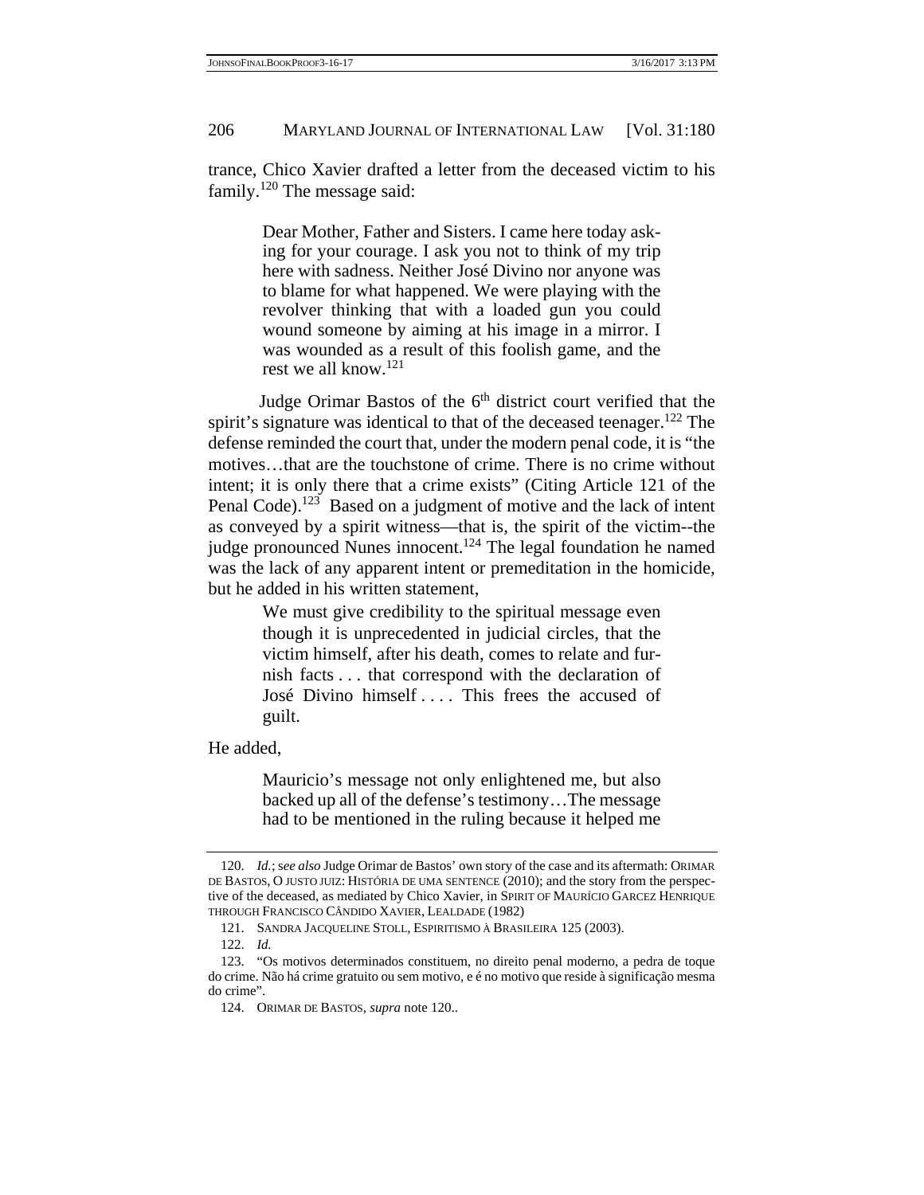trance, Chico Xavier drafted a letter from the deceased victim to his family.[120] The message said:

> Dear Mother, Father and Sisters. I came here today asking for your courage. I ask you not to think of my trip here with sadness. Neither José Divino nor anyone was to blame for what happened. We were playing with the revolver thinking that with a loaded gun you could wound someone by aiming at his image in a mirror. I was wounded as a result of this foolish game, and the rest we all know.[121]

Judge Orimar Bastos of the 6th district court verified that the spirit's signature was identical to that of the deceased teenager.[122] The defense reminded the court that, under the modern penal code, it is "the motives…that are the touchstone of crime. There is no crime without intent; it is only there that a crime exists" (Citing Article 121 of the Penal Code).[123] Based on a judgment of motive and the lack of intent as conveyed by a spirit witness—that is, the spirit of the victim--the judge pronounced Nunes innocent.[124] The legal foundation he named was the lack of any apparent intent or premeditation in the homicide, but he added in his written statement,

> We must give credibility to the spiritual message even though it is unprecedented in judicial circles, that the victim himself, after his death, comes to relate and furnish facts . . . that correspond with the declaration of José Divino himself . . . . This frees the accused of guilt.

He added,

> Mauricio's message not only enlightened me, but also backed up all of the defense's testimony…The message had to be mentioned in the ruling because it helped me

---

120. *Id.*; s*ee also* Judge Orimar de Bastos' own story of the case and its aftermath: ORIMAR DE BASTOS, O JUSTO JUIZ: HISTÓRIA DE UMA SENTENCE (2010); and the story from the perspective of the deceased, as mediated by Chico Xavier, in SPIRIT OF MAURÍCIO GARCEZ HENRIQUE THROUGH FRANCISCO CÂNDIDO XAVIER, LEALDADE (1982)

121. SANDRA JACQUELINE STOLL, ESPIRITISMO À BRASILEIRA 125 (2003).

122. *Id.*

123. "Os motivos determinados constituem, no direito penal moderno, a pedra de toque do crime. Não há crime gratuito ou sem motivo, e é no motivo que reside à significação mesma do crime".

124. ORIMAR DE BASTOS, *supra* note 120..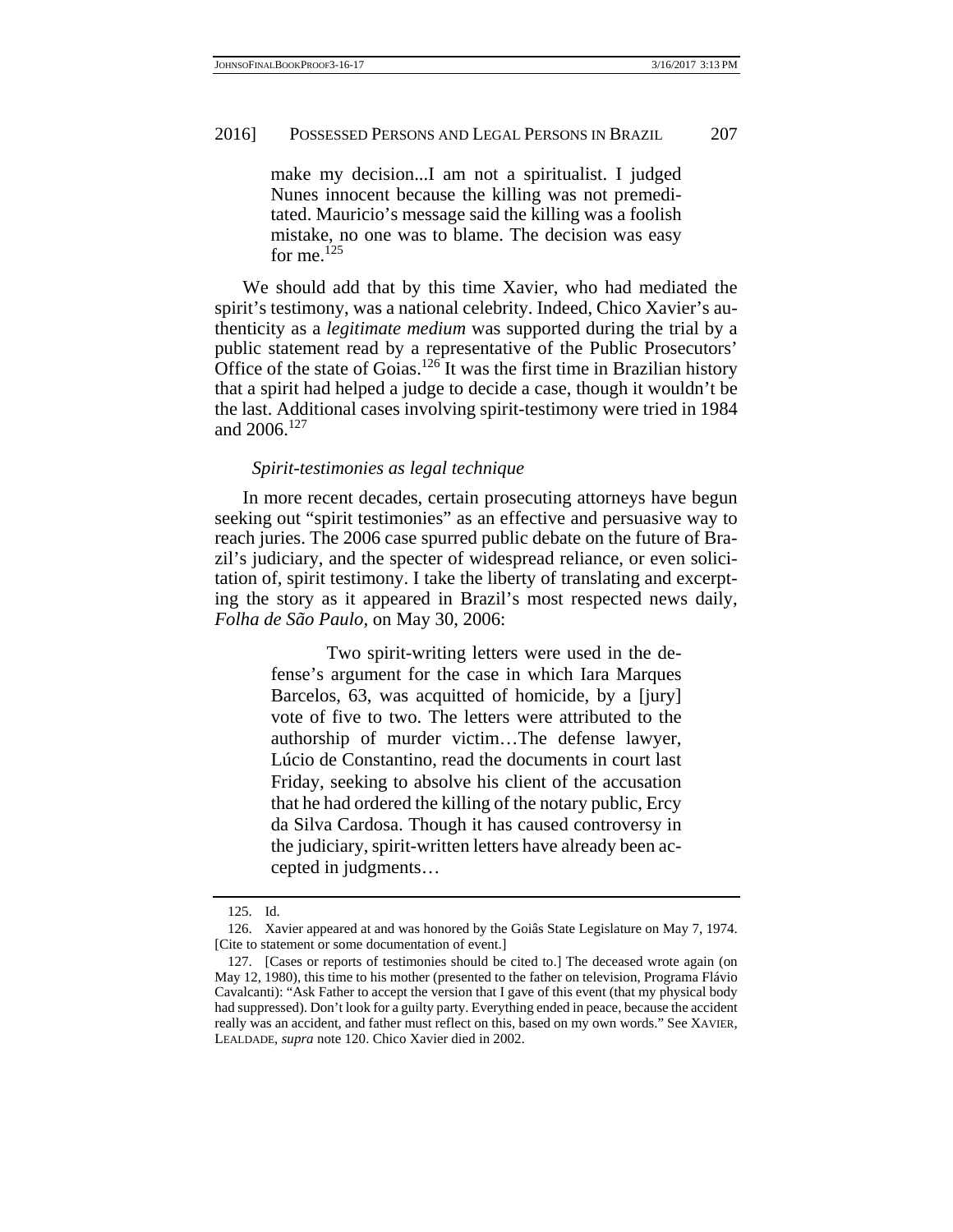> make my decision...I am not a spiritualist. I judged Nunes innocent because the killing was not premeditated. Mauricio's message said the killing was a foolish mistake, no one was to blame. The decision was easy for me.[125]

We should add that by this time Xavier, who had mediated the spirit's testimony, was a national celebrity. Indeed, Chico Xavier's authenticity as a *legitimate medium* was supported during the trial by a public statement read by a representative of the Public Prosecutors' Office of the state of Goias.[126] It was the first time in Brazilian history that a spirit had helped a judge to decide a case, though it wouldn't be the last. Additional cases involving spirit-testimony were tried in 1984 and 2006.[127]

*Spirit-testimonies as legal technique*

In more recent decades, certain prosecuting attorneys have begun seeking out "spirit testimonies" as an effective and persuasive way to reach juries. The 2006 case spurred public debate on the future of Brazil's judiciary, and the specter of widespread reliance, or even solicitation of, spirit testimony. I take the liberty of translating and excerpting the story as it appeared in Brazil's most respected news daily, *Folha de São Paulo,* on May 30, 2006:

> Two spirit-writing letters were used in the defense's argument for the case in which Iara Marques Barcelos, 63, was acquitted of homicide, by a [jury] vote of five to two. The letters were attributed to the authorship of murder victim…The defense lawyer, Lúcio de Constantino, read the documents in court last Friday, seeking to absolve his client of the accusation that he had ordered the killing of the notary public, Ercy da Silva Cardosa. Though it has caused controversy in the judiciary, spirit-written letters have already been accepted in judgments…

---

125. Id.

126. Xavier appeared at and was honored by the Goiâs State Legislature on May 7, 1974. [Cite to statement or some documentation of event.]

127. [Cases or reports of testimonies should be cited to.] The deceased wrote again (on May 12, 1980), this time to his mother (presented to the father on television, Programa Flávio Cavalcanti): "Ask Father to accept the version that I gave of this event (that my physical body had suppressed). Don't look for a guilty party. Everything ended in peace, because the accident really was an accident, and father must reflect on this, based on my own words." See XAVIER, LEALDADE, *supra* note 120. Chico Xavier died in 2002.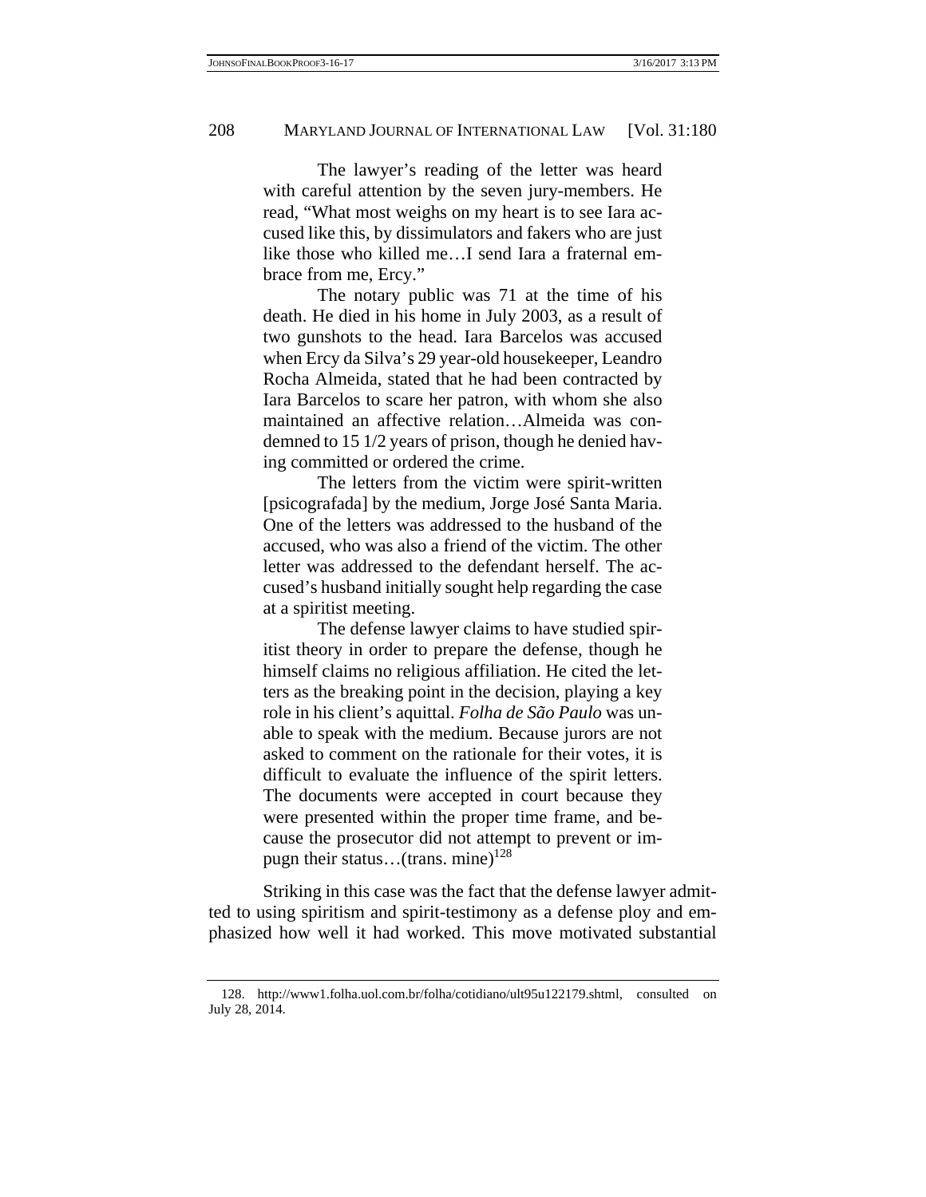> The lawyer's reading of the letter was heard with careful attention by the seven jury-members. He read, "What most weighs on my heart is to see Iara accused like this, by dissimulators and fakers who are just like those who killed me…I send Iara a fraternal embrace from me, Ercy."
>
> The notary public was 71 at the time of his death. He died in his home in July 2003, as a result of two gunshots to the head. Iara Barcelos was accused when Ercy da Silva's 29 year-old housekeeper, Leandro Rocha Almeida, stated that he had been contracted by Iara Barcelos to scare her patron, with whom she also maintained an affective relation…Almeida was condemned to 15 1/2 years of prison, though he denied having committed or ordered the crime.
>
> The letters from the victim were spirit-written [psicografada] by the medium, Jorge José Santa Maria. One of the letters was addressed to the husband of the accused, who was also a friend of the victim. The other letter was addressed to the defendant herself. The accused's husband initially sought help regarding the case at a spiritist meeting.
>
> The defense lawyer claims to have studied spiritist theory in order to prepare the defense, though he himself claims no religious affiliation. He cited the letters as the breaking point in the decision, playing a key role in his client's aquittal. *Folha de São Paulo* was unable to speak with the medium. Because jurors are not asked to comment on the rationale for their votes, it is difficult to evaluate the influence of the spirit letters. The documents were accepted in court because they were presented within the proper time frame, and because the prosecutor did not attempt to prevent or impugn their status…(trans. mine)[128]

Striking in this case was the fact that the defense lawyer admitted to using spiritism and spirit-testimony as a defense ploy and emphasized how well it had worked. This move motivated substantial

---

128. http://www1.folha.uol.com.br/folha/cotidiano/ult95u122179.shtml, consulted on July 28, 2014.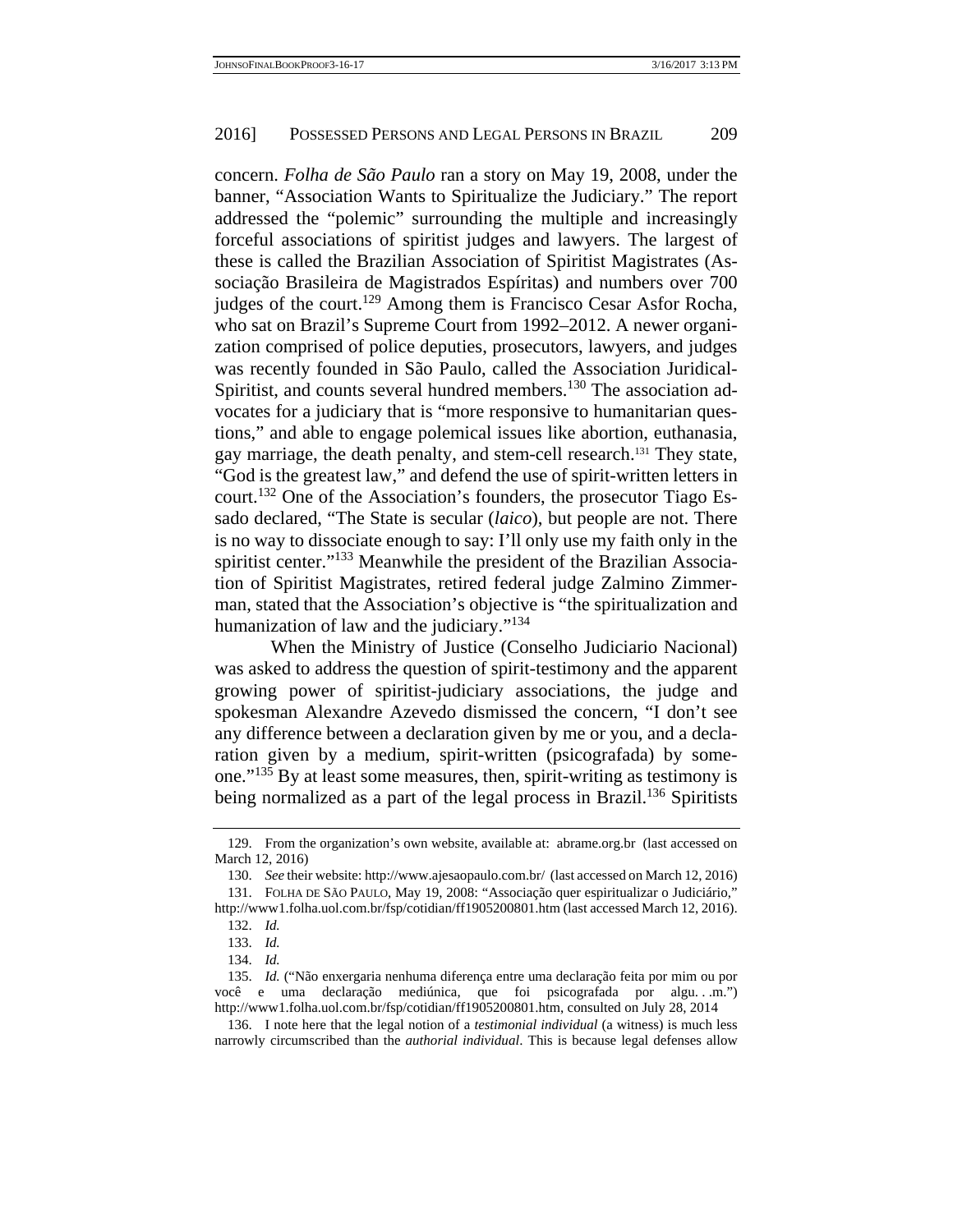concern. *Folha de São Paulo* ran a story on May 19, 2008, under the banner, "Association Wants to Spiritualize the Judiciary." The report addressed the "polemic" surrounding the multiple and increasingly forceful associations of spiritist judges and lawyers. The largest of these is called the Brazilian Association of Spiritist Magistrates (Associação Brasileira de Magistrados Espíritas) and numbers over 700 judges of the court.[129] Among them is Francisco Cesar Asfor Rocha, who sat on Brazil's Supreme Court from 1992–2012. A newer organization comprised of police deputies, prosecutors, lawyers, and judges was recently founded in São Paulo, called the Association Juridical-Spiritist, and counts several hundred members.[130] The association advocates for a judiciary that is "more responsive to humanitarian questions," and able to engage polemical issues like abortion, euthanasia, gay marriage, the death penalty, and stem-cell research.[131] They state, "God is the greatest law," and defend the use of spirit-written letters in court.[132] One of the Association's founders, the prosecutor Tiago Essado declared, "The State is secular (*laico*), but people are not. There is no way to dissociate enough to say: I'll only use my faith only in the spiritist center."[133] Meanwhile the president of the Brazilian Association of Spiritist Magistrates, retired federal judge Zalmino Zimmerman, stated that the Association's objective is "the spiritualization and humanization of law and the judiciary."[134]

When the Ministry of Justice (Conselho Judiciario Nacional) was asked to address the question of spirit-testimony and the apparent growing power of spiritist-judiciary associations, the judge and spokesman Alexandre Azevedo dismissed the concern, "I don't see any difference between a declaration given by me or you, and a declaration given by a medium, spirit-written (psicografada) by someone."[135] By at least some measures, then, spirit-writing as testimony is being normalized as a part of the legal process in Brazil.[136] Spiritists

---

129. From the organization's own website, available at: abrame.org.br (last accessed on March 12, 2016)

130. *See* their website: http://www.ajesaopaulo.com.br/ (last accessed on March 12, 2016)

131. FOLHA DE SÃO PAULO, May 19, 2008: "Associação quer espiritualizar o Judiciário," http://www1.folha.uol.com.br/fsp/cotidian/ff1905200801.htm (last accessed March 12, 2016).

132. *Id.*

133. *Id.*

134. *Id.*

135. *Id.* ("Não enxergaria nenhuma diferença entre uma declaração feita por mim ou por você e uma declaração mediúnica, que foi psicografada por algu. . .m.") http://www1.folha.uol.com.br/fsp/cotidian/ff1905200801.htm, consulted on July 28, 2014

136. I note here that the legal notion of a *testimonial individual* (a witness) is much less narrowly circumscribed than the *authorial individual*. This is because legal defenses allow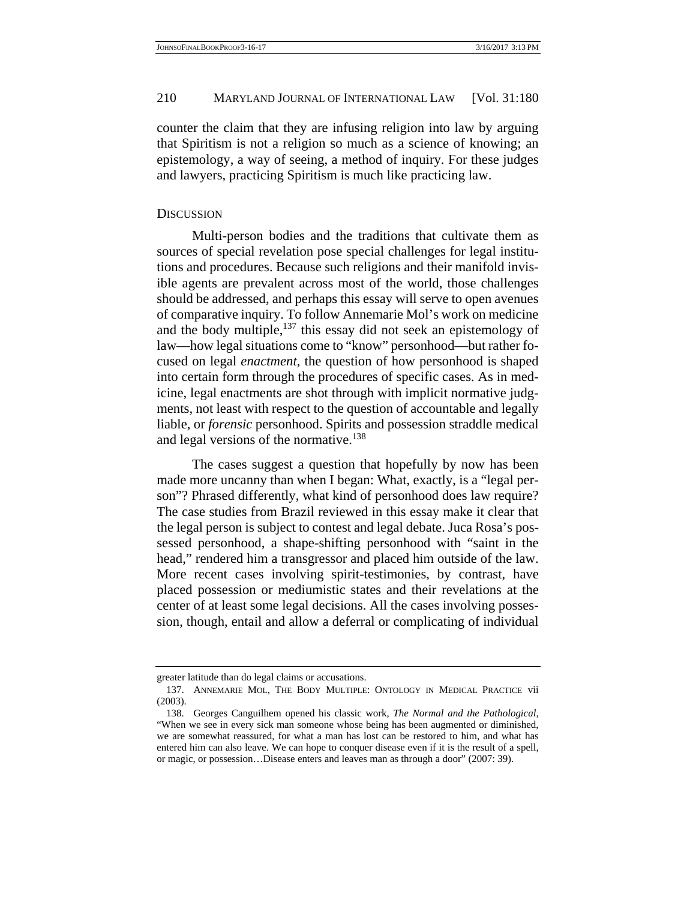counter the claim that they are infusing religion into law by arguing that Spiritism is not a religion so much as a science of knowing; an epistemology, a way of seeing, a method of inquiry. For these judges and lawyers, practicing Spiritism is much like practicing law.

## DISCUSSION

Multi-person bodies and the traditions that cultivate them as sources of special revelation pose special challenges for legal institutions and procedures. Because such religions and their manifold invisible agents are prevalent across most of the world, those challenges should be addressed, and perhaps this essay will serve to open avenues of comparative inquiry. To follow Annemarie Mol's work on medicine and the body multiple,[137] this essay did not seek an epistemology of law—how legal situations come to "know" personhood—but rather focused on legal *enactment*, the question of how personhood is shaped into certain form through the procedures of specific cases. As in medicine, legal enactments are shot through with implicit normative judgments, not least with respect to the question of accountable and legally liable, or *forensic* personhood. Spirits and possession straddle medical and legal versions of the normative.[138]

The cases suggest a question that hopefully by now has been made more uncanny than when I began: What, exactly, is a "legal person"? Phrased differently, what kind of personhood does law require? The case studies from Brazil reviewed in this essay make it clear that the legal person is subject to contest and legal debate. Juca Rosa's possessed personhood, a shape-shifting personhood with "saint in the head," rendered him a transgressor and placed him outside of the law. More recent cases involving spirit-testimonies, by contrast, have placed possession or mediumistic states and their revelations at the center of at least some legal decisions. All the cases involving possession, though, entail and allow a deferral or complicating of individual

---

greater latitude than do legal claims or accusations.

137. ANNEMARIE MOL, THE BODY MULTIPLE: ONTOLOGY IN MEDICAL PRACTICE vii (2003).

138. Georges Canguilhem opened his classic work, *The Normal and the Pathological*, "When we see in every sick man someone whose being has been augmented or diminished, we are somewhat reassured, for what a man has lost can be restored to him, and what has entered him can also leave. We can hope to conquer disease even if it is the result of a spell, or magic, or possession…Disease enters and leaves man as through a door" (2007: 39).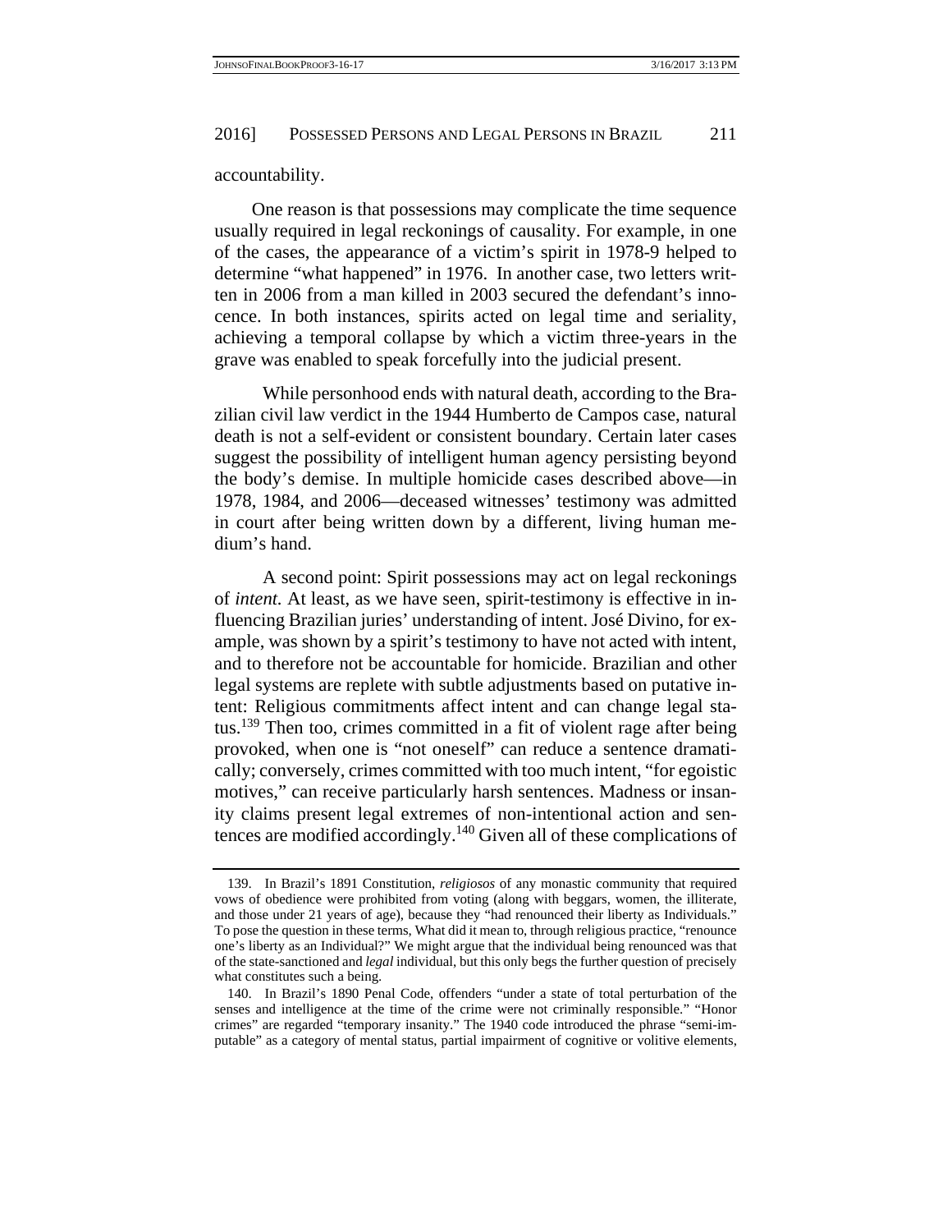accountability.

One reason is that possessions may complicate the time sequence usually required in legal reckonings of causality. For example, in one of the cases, the appearance of a victim's spirit in 1978-9 helped to determine "what happened" in 1976. In another case, two letters written in 2006 from a man killed in 2003 secured the defendant's innocence. In both instances, spirits acted on legal time and seriality, achieving a temporal collapse by which a victim three-years in the grave was enabled to speak forcefully into the judicial present.

While personhood ends with natural death, according to the Brazilian civil law verdict in the 1944 Humberto de Campos case, natural death is not a self-evident or consistent boundary. Certain later cases suggest the possibility of intelligent human agency persisting beyond the body's demise. In multiple homicide cases described above—in 1978, 1984, and 2006—deceased witnesses' testimony was admitted in court after being written down by a different, living human medium's hand.

A second point: Spirit possessions may act on legal reckonings of *intent.* At least, as we have seen, spirit-testimony is effective in influencing Brazilian juries' understanding of intent. José Divino, for example, was shown by a spirit's testimony to have not acted with intent, and to therefore not be accountable for homicide. Brazilian and other legal systems are replete with subtle adjustments based on putative intent: Religious commitments affect intent and can change legal status.[139] Then too, crimes committed in a fit of violent rage after being provoked, when one is "not oneself" can reduce a sentence dramatically; conversely, crimes committed with too much intent, "for egoistic motives," can receive particularly harsh sentences. Madness or insanity claims present legal extremes of non-intentional action and sentences are modified accordingly.[140] Given all of these complications of

139. In Brazil's 1891 Constitution, *religiosos* of any monastic community that required vows of obedience were prohibited from voting (along with beggars, women, the illiterate, and those under 21 years of age), because they "had renounced their liberty as Individuals." To pose the question in these terms, What did it mean to, through religious practice, "renounce one's liberty as an Individual?" We might argue that the individual being renounced was that of the state-sanctioned and *legal* individual, but this only begs the further question of precisely what constitutes such a being.

140. In Brazil's 1890 Penal Code, offenders "under a state of total perturbation of the senses and intelligence at the time of the crime were not criminally responsible." "Honor crimes" are regarded "temporary insanity." The 1940 code introduced the phrase "semi-imputable" as a category of mental status, partial impairment of cognitive or volitive elements,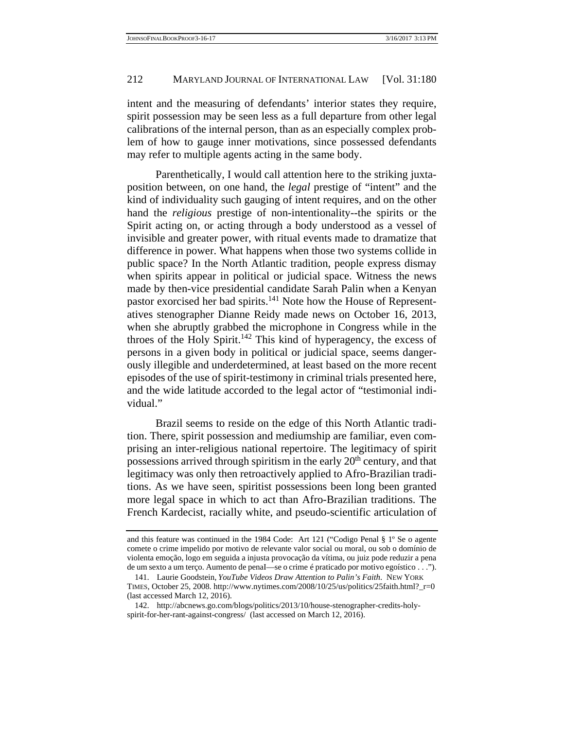intent and the measuring of defendants' interior states they require, spirit possession may be seen less as a full departure from other legal calibrations of the internal person, than as an especially complex problem of how to gauge inner motivations, since possessed defendants may refer to multiple agents acting in the same body.

Parenthetically, I would call attention here to the striking juxtaposition between, on one hand, the *legal* prestige of "intent" and the kind of individuality such gauging of intent requires, and on the other hand the *religious* prestige of non-intentionality--the spirits or the Spirit acting on, or acting through a body understood as a vessel of invisible and greater power, with ritual events made to dramatize that difference in power. What happens when those two systems collide in public space? In the North Atlantic tradition, people express dismay when spirits appear in political or judicial space. Witness the news made by then-vice presidential candidate Sarah Palin when a Kenyan pastor exorcised her bad spirits.[141] Note how the House of Representatives stenographer Dianne Reidy made news on October 16, 2013, when she abruptly grabbed the microphone in Congress while in the throes of the Holy Spirit.[142] This kind of hyperagency, the excess of persons in a given body in political or judicial space, seems dangerously illegible and underdetermined, at least based on the more recent episodes of the use of spirit-testimony in criminal trials presented here, and the wide latitude accorded to the legal actor of "testimonial individual."

Brazil seems to reside on the edge of this North Atlantic tradition. There, spirit possession and mediumship are familiar, even comprising an inter-religious national repertoire. The legitimacy of spirit possessions arrived through spiritism in the early 20th century, and that legitimacy was only then retroactively applied to Afro-Brazilian traditions. As we have seen, spiritist possessions been long been granted more legal space in which to act than Afro-Brazilian traditions. The French Kardecist, racially white, and pseudo-scientific articulation of

---

and this feature was continued in the 1984 Code: Art 121 ("Codigo Penal § 1º Se o agente comete o crime impelido por motivo de relevante valor social ou moral, ou sob o domínio de violenta emoção, logo em seguida a injusta provocação da vítima, ou juiz pode reduzir a pena de um sexto a um terço. Aumento de penal—se o crime é praticado por motivo egoístico . . .").

141. Laurie Goodstein, *YouTube Videos Draw Attention to Palin's Faith*. NEW YORK TIMES, October 25, 2008. http://www.nytimes.com/2008/10/25/us/politics/25faith.html?_r=0 (last accessed March 12, 2016).

142. http://abcnews.go.com/blogs/politics/2013/10/house-stenographer-credits-holy-spirit-for-her-rant-against-congress/ (last accessed on March 12, 2016).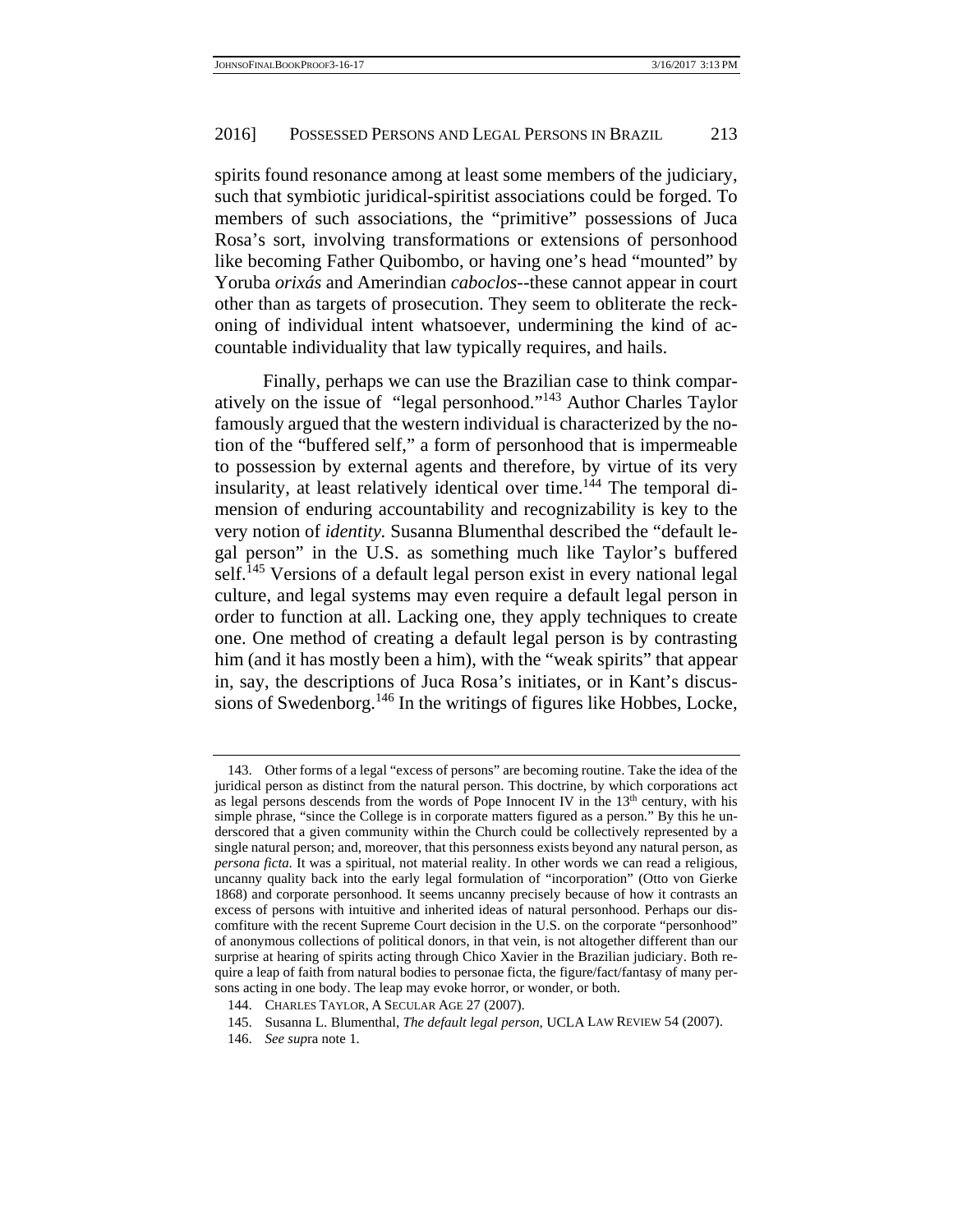spirits found resonance among at least some members of the judiciary, such that symbiotic juridical-spiritist associations could be forged. To members of such associations, the "primitive" possessions of Juca Rosa's sort, involving transformations or extensions of personhood like becoming Father Quibombo, or having one's head "mounted" by Yoruba *orixás* and Amerindian *caboclos*--these cannot appear in court other than as targets of prosecution. They seem to obliterate the reckoning of individual intent whatsoever, undermining the kind of accountable individuality that law typically requires, and hails.

Finally, perhaps we can use the Brazilian case to think comparatively on the issue of "legal personhood."[143] Author Charles Taylor famously argued that the western individual is characterized by the notion of the "buffered self," a form of personhood that is impermeable to possession by external agents and therefore, by virtue of its very insularity, at least relatively identical over time.[144] The temporal dimension of enduring accountability and recognizability is key to the very notion of *identity.* Susanna Blumenthal described the "default legal person" in the U.S. as something much like Taylor's buffered self.[145] Versions of a default legal person exist in every national legal culture, and legal systems may even require a default legal person in order to function at all. Lacking one, they apply techniques to create one. One method of creating a default legal person is by contrasting him (and it has mostly been a him), with the "weak spirits" that appear in, say, the descriptions of Juca Rosa's initiates, or in Kant's discussions of Swedenborg.[146] In the writings of figures like Hobbes, Locke,

---

143. Other forms of a legal "excess of persons" are becoming routine. Take the idea of the juridical person as distinct from the natural person. This doctrine, by which corporations act as legal persons descends from the words of Pope Innocent IV in the 13th century, with his simple phrase, "since the College is in corporate matters figured as a person." By this he underscored that a given community within the Church could be collectively represented by a single natural person; and, moreover, that this personness exists beyond any natural person, as *persona ficta*. It was a spiritual, not material reality. In other words we can read a religious, uncanny quality back into the early legal formulation of "incorporation" (Otto von Gierke 1868) and corporate personhood. It seems uncanny precisely because of how it contrasts an excess of persons with intuitive and inherited ideas of natural personhood. Perhaps our discomfiture with the recent Supreme Court decision in the U.S. on the corporate "personhood" of anonymous collections of political donors, in that vein, is not altogether different than our surprise at hearing of spirits acting through Chico Xavier in the Brazilian judiciary. Both require a leap of faith from natural bodies to personae ficta, the figure/fact/fantasy of many persons acting in one body. The leap may evoke horror, or wonder, or both.

144. CHARLES TAYLOR, A SECULAR AGE 27 (2007).

145. Susanna L. Blumenthal, *The default legal person,* UCLA LAW REVIEW 54 (2007).

146. *See sup*ra note 1.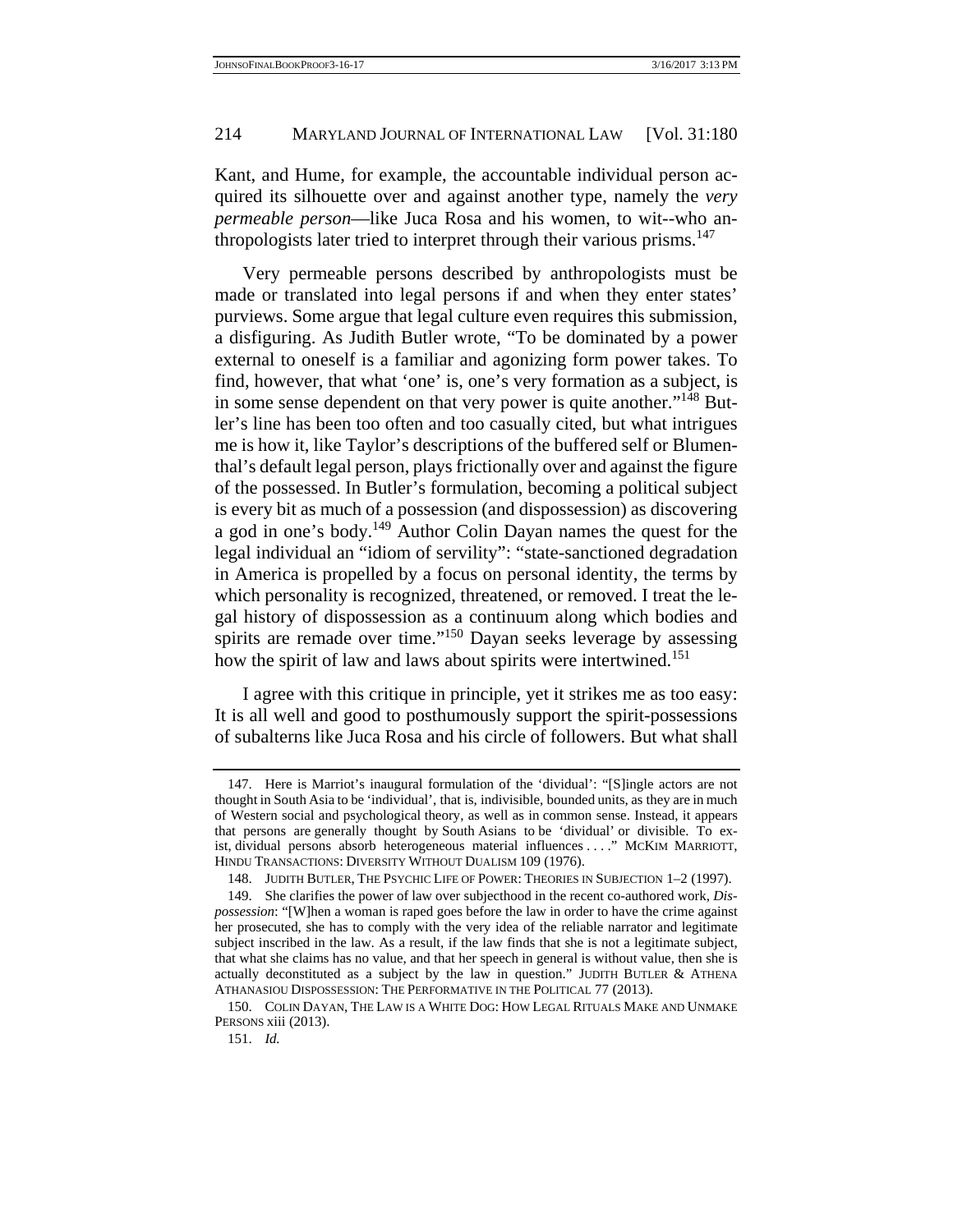Kant, and Hume, for example, the accountable individual person acquired its silhouette over and against another type, namely the *very permeable person*—like Juca Rosa and his women, to wit--who anthropologists later tried to interpret through their various prisms.[147]

Very permeable persons described by anthropologists must be made or translated into legal persons if and when they enter states' purviews. Some argue that legal culture even requires this submission, a disfiguring. As Judith Butler wrote, "To be dominated by a power external to oneself is a familiar and agonizing form power takes. To find, however, that what 'one' is, one's very formation as a subject, is in some sense dependent on that very power is quite another."[148] Butler's line has been too often and too casually cited, but what intrigues me is how it, like Taylor's descriptions of the buffered self or Blumenthal's default legal person, plays frictionally over and against the figure of the possessed. In Butler's formulation, becoming a political subject is every bit as much of a possession (and dispossession) as discovering a god in one's body.[149] Author Colin Dayan names the quest for the legal individual an "idiom of servility": "state-sanctioned degradation in America is propelled by a focus on personal identity, the terms by which personality is recognized, threatened, or removed. I treat the legal history of dispossession as a continuum along which bodies and spirits are remade over time."[150] Dayan seeks leverage by assessing how the spirit of law and laws about spirits were intertwined.[151]

I agree with this critique in principle, yet it strikes me as too easy: It is all well and good to posthumously support the spirit-possessions of subalterns like Juca Rosa and his circle of followers. But what shall

---

147. Here is Marriot's inaugural formulation of the 'dividual': "[S]ingle actors are not thought in South Asia to be 'individual', that is, indivisible, bounded units, as they are in much of Western social and psychological theory, as well as in common sense. Instead, it appears that persons are generally thought by South Asians to be 'dividual' or divisible. To exist, dividual persons absorb heterogeneous material influences . . . ." MCKIM MARRIOTT, HINDU TRANSACTIONS: DIVERSITY WITHOUT DUALISM 109 (1976).

148. JUDITH BUTLER, THE PSYCHIC LIFE OF POWER: THEORIES IN SUBJECTION 1–2 (1997).

149. She clarifies the power of law over subjecthood in the recent co-authored work, *Dispossession*: "[W]hen a woman is raped goes before the law in order to have the crime against her prosecuted, she has to comply with the very idea of the reliable narrator and legitimate subject inscribed in the law. As a result, if the law finds that she is not a legitimate subject, that what she claims has no value, and that her speech in general is without value, then she is actually deconstituted as a subject by the law in question." JUDITH BUTLER & ATHENA ATHANASIOU DISPOSSESSION: THE PERFORMATIVE IN THE POLITICAL 77 (2013).

150. COLIN DAYAN, THE LAW IS A WHITE DOG: HOW LEGAL RITUALS MAKE AND UNMAKE PERSONS xiii (2013).

151. *Id.*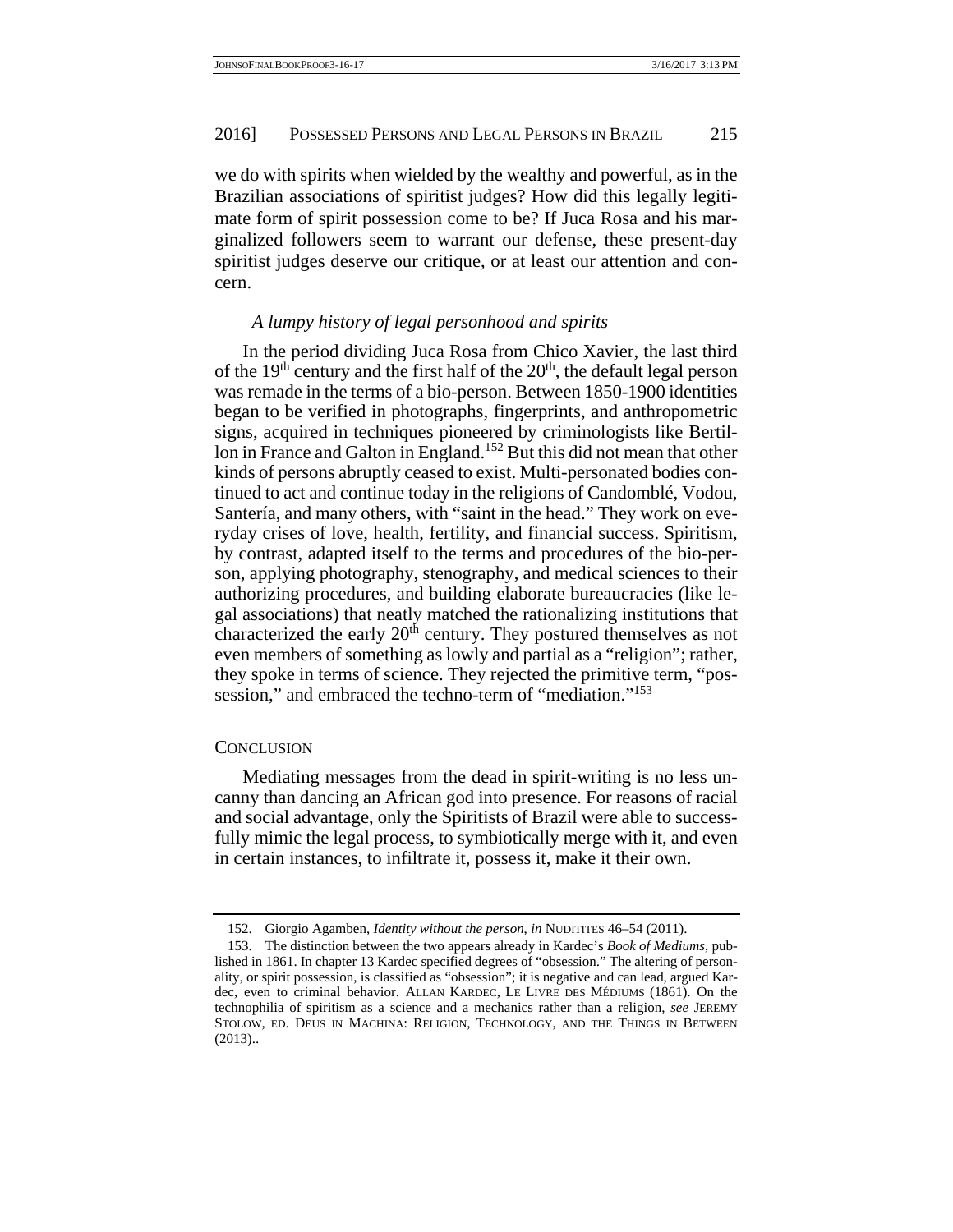we do with spirits when wielded by the wealthy and powerful, as in the Brazilian associations of spiritist judges? How did this legally legitimate form of spirit possession come to be? If Juca Rosa and his marginalized followers seem to warrant our defense, these present-day spiritist judges deserve our critique, or at least our attention and concern.

### *A lumpy history of legal personhood and spirits*

In the period dividing Juca Rosa from Chico Xavier, the last third of the 19th century and the first half of the 20th, the default legal person was remade in the terms of a bio-person. Between 1850-1900 identities began to be verified in photographs, fingerprints, and anthropometric signs, acquired in techniques pioneered by criminologists like Bertillon in France and Galton in England.[152] But this did not mean that other kinds of persons abruptly ceased to exist. Multi-personated bodies continued to act and continue today in the religions of Candomblé, Vodou, Santería, and many others, with "saint in the head." They work on everyday crises of love, health, fertility, and financial success. Spiritism, by contrast, adapted itself to the terms and procedures of the bio-person, applying photography, stenography, and medical sciences to their authorizing procedures, and building elaborate bureaucracies (like legal associations) that neatly matched the rationalizing institutions that characterized the early 20th century. They postured themselves as not even members of something as lowly and partial as a "religion"; rather, they spoke in terms of science. They rejected the primitive term, "possession," and embraced the techno-term of "mediation."[153]

## CONCLUSION

Mediating messages from the dead in spirit-writing is no less uncanny than dancing an African god into presence. For reasons of racial and social advantage, only the Spiritists of Brazil were able to successfully mimic the legal process, to symbiotically merge with it, and even in certain instances, to infiltrate it, possess it, make it their own.

---

152. Giorgio Agamben, *Identity without the person*, *in* NUDITITES 46–54 (2011).

153. The distinction between the two appears already in Kardec's *Book of Mediums*, published in 1861. In chapter 13 Kardec specified degrees of "obsession." The altering of personality, or spirit possession, is classified as "obsession"; it is negative and can lead, argued Kardec, even to criminal behavior. ALLAN KARDEC, LE LIVRE DES MÉDIUMS (1861). On the technophilia of spiritism as a science and a mechanics rather than a religion, *see* JEREMY STOLOW, ED. DEUS IN MACHINA: RELIGION, TECHNOLOGY, AND THE THINGS IN BETWEEN (2013)..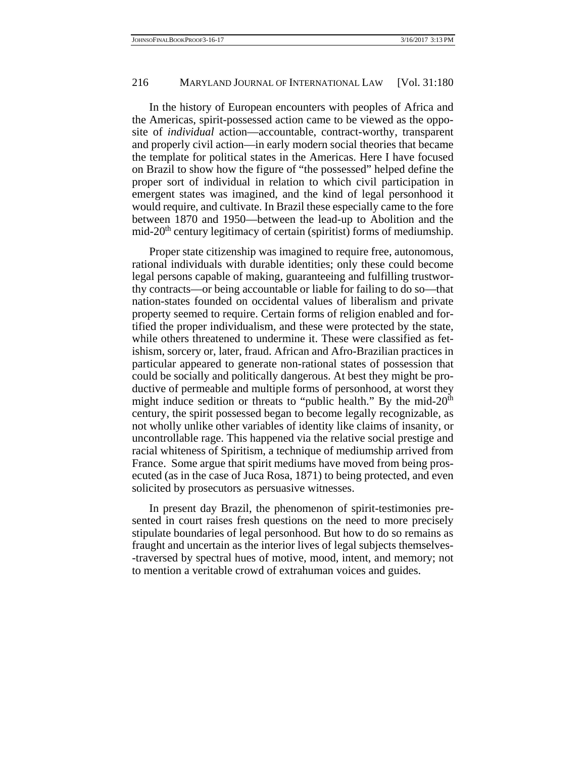In the history of European encounters with peoples of Africa and the Americas, spirit-possessed action came to be viewed as the opposite of *individual* action—accountable, contract-worthy, transparent and properly civil action—in early modern social theories that became the template for political states in the Americas. Here I have focused on Brazil to show how the figure of "the possessed" helped define the proper sort of individual in relation to which civil participation in emergent states was imagined, and the kind of legal personhood it would require, and cultivate. In Brazil these especially came to the fore between 1870 and 1950—between the lead-up to Abolition and the mid-20th century legitimacy of certain (spiritist) forms of mediumship.

Proper state citizenship was imagined to require free, autonomous, rational individuals with durable identities; only these could become legal persons capable of making, guaranteeing and fulfilling trustworthy contracts—or being accountable or liable for failing to do so—that nation-states founded on occidental values of liberalism and private property seemed to require. Certain forms of religion enabled and fortified the proper individualism, and these were protected by the state, while others threatened to undermine it. These were classified as fetishism, sorcery or, later, fraud. African and Afro-Brazilian practices in particular appeared to generate non-rational states of possession that could be socially and politically dangerous. At best they might be productive of permeable and multiple forms of personhood, at worst they might induce sedition or threats to "public health." By the mid-20th century, the spirit possessed began to become legally recognizable, as not wholly unlike other variables of identity like claims of insanity, or uncontrollable rage. This happened via the relative social prestige and racial whiteness of Spiritism, a technique of mediumship arrived from France. Some argue that spirit mediums have moved from being prosecuted (as in the case of Juca Rosa, 1871) to being protected, and even solicited by prosecutors as persuasive witnesses.

In present day Brazil, the phenomenon of spirit-testimonies presented in court raises fresh questions on the need to more precisely stipulate boundaries of legal personhood. But how to do so remains as fraught and uncertain as the interior lives of legal subjects themselves--traversed by spectral hues of motive, mood, intent, and memory; not to mention a veritable crowd of extrahuman voices and guides.